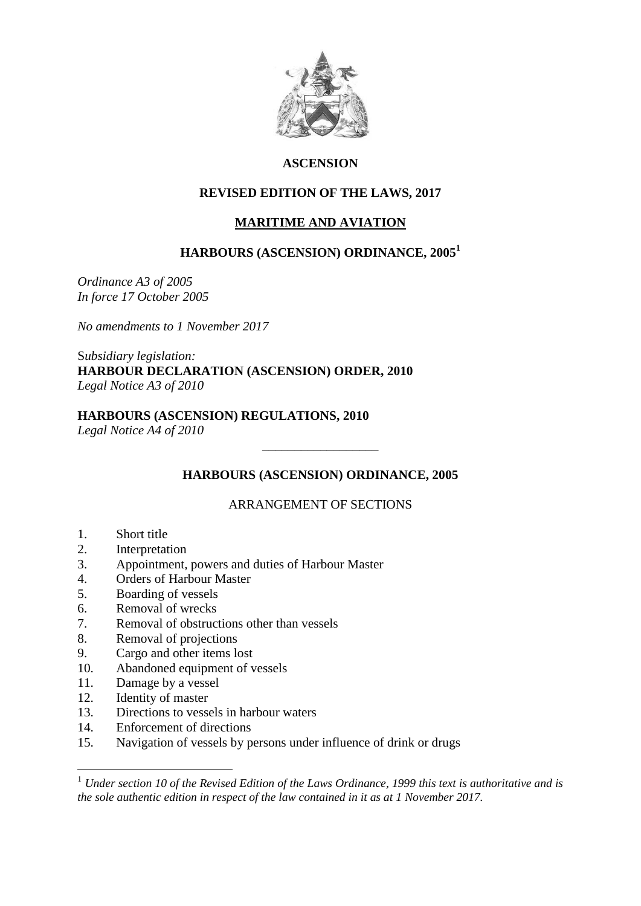# ASCENSION

## REVISED EDITION OF THE LAWS, 2017

## MARITIME AND AVIATION

## HARBOURS (ASCENSION) ORDINANCE, 2005[1]

*Ordinance A3 of 2005*
*In force 17 October 2005*

*No amendments to 1 November 2017*

*Subsidiary legislation:*
**HARBOUR DECLARATION (ASCENSION) ORDER, 2010**
*Legal Notice A3 of 2010*

**HARBOURS (ASCENSION) REGULATIONS, 2010**
*Legal Notice A4 of 2010*

---

## HARBOURS (ASCENSION) ORDINANCE, 2005

ARRANGEMENT OF SECTIONS

1. Short title
2. Interpretation
3. Appointment, powers and duties of Harbour Master
4. Orders of Harbour Master
5. Boarding of vessels
6. Removal of wrecks
7. Removal of obstructions other than vessels
8. Removal of projections
9. Cargo and other items lost
10. Abandoned equipment of vessels
11. Damage by a vessel
12. Identity of master
13. Directions to vessels in harbour waters
14. Enforcement of directions
15. Navigation of vessels by persons under influence of drink or drugs

---

[1] *Under section 10 of the Revised Edition of the Laws Ordinance, 1999 this text is authoritative and is the sole authentic edition in respect of the law contained in it as at 1 November 2017.*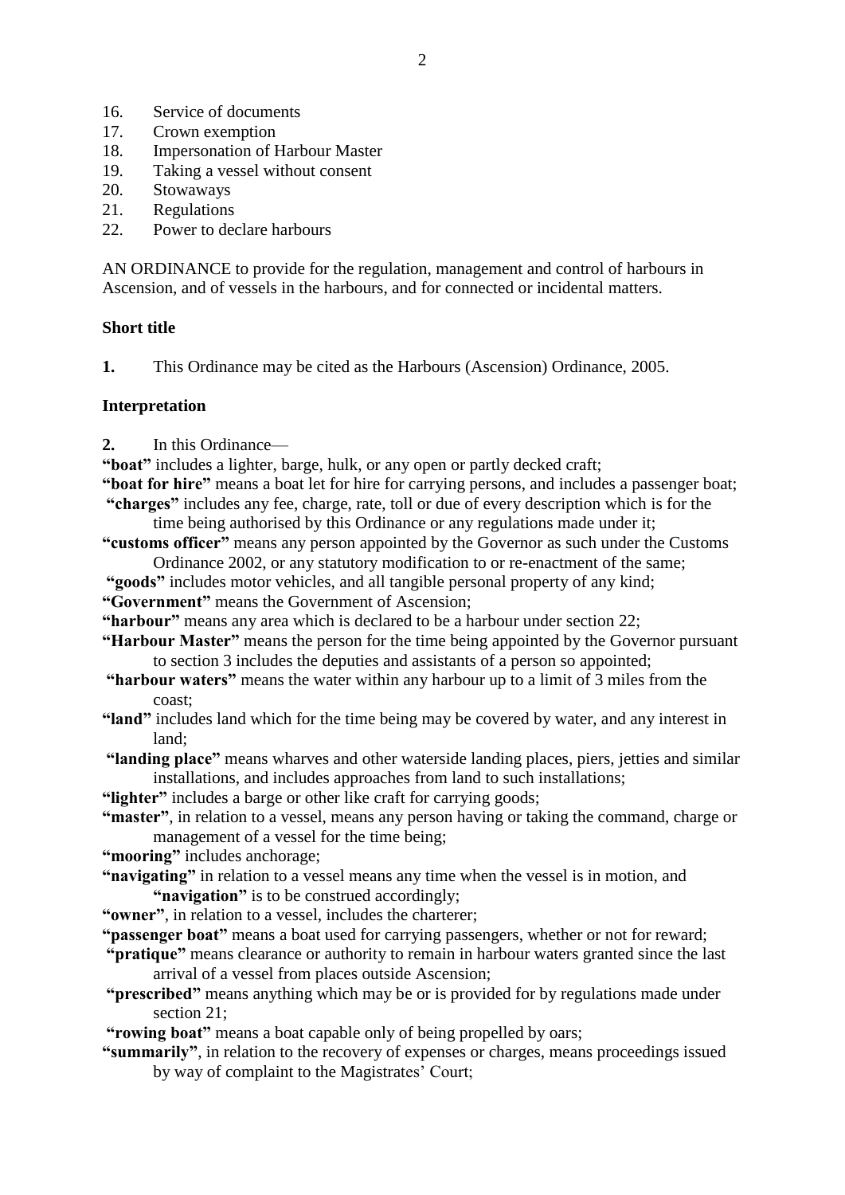16. Service of documents
17. Crown exemption
18. Impersonation of Harbour Master
19. Taking a vessel without consent
20. Stowaways
21. Regulations
22. Power to declare harbours

AN ORDINANCE to provide for the regulation, management and control of harbours in Ascension, and of vessels in the harbours, and for connected or incidental matters.

**Short title**

**1.** This Ordinance may be cited as the Harbours (Ascension) Ordinance, 2005.

**Interpretation**

**2.** In this Ordinance—

**"boat"** includes a lighter, barge, hulk, or any open or partly decked craft;

**"boat for hire"** means a boat let for hire for carrying persons, and includes a passenger boat;

**"charges"** includes any fee, charge, rate, toll or due of every description which is for the time being authorised by this Ordinance or any regulations made under it;

**"customs officer"** means any person appointed by the Governor as such under the Customs Ordinance 2002, or any statutory modification to or re-enactment of the same;

**"goods"** includes motor vehicles, and all tangible personal property of any kind;

**"Government"** means the Government of Ascension;

**"harbour"** means any area which is declared to be a harbour under section 22;

**"Harbour Master"** means the person for the time being appointed by the Governor pursuant to section 3 includes the deputies and assistants of a person so appointed;

**"harbour waters"** means the water within any harbour up to a limit of 3 miles from the coast;

**"land"** includes land which for the time being may be covered by water, and any interest in land;

**"landing place"** means wharves and other waterside landing places, piers, jetties and similar installations, and includes approaches from land to such installations;

**"lighter"** includes a barge or other like craft for carrying goods;

**"master"**, in relation to a vessel, means any person having or taking the command, charge or management of a vessel for the time being;

**"mooring"** includes anchorage;

**"navigating"** in relation to a vessel means any time when the vessel is in motion, and **"navigation"** is to be construed accordingly;

**"owner"**, in relation to a vessel, includes the charterer;

**"passenger boat"** means a boat used for carrying passengers, whether or not for reward;

**"pratique"** means clearance or authority to remain in harbour waters granted since the last arrival of a vessel from places outside Ascension;

**"prescribed"** means anything which may be or is provided for by regulations made under section 21;

**"rowing boat"** means a boat capable only of being propelled by oars;

**"summarily"**, in relation to the recovery of expenses or charges, means proceedings issued by way of complaint to the Magistrates' Court;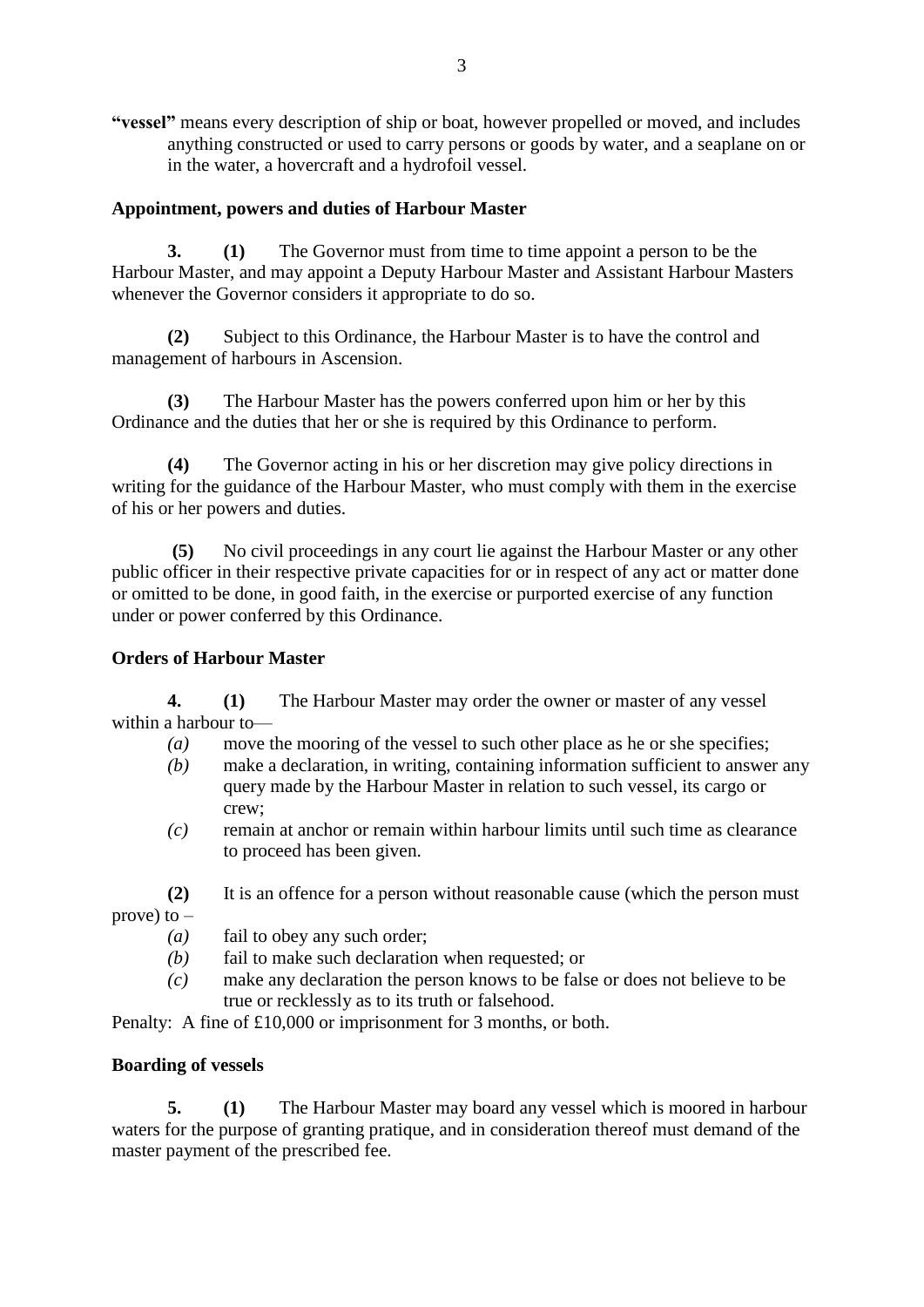**"vessel"** means every description of ship or boat, however propelled or moved, and includes anything constructed or used to carry persons or goods by water, and a seaplane on or in the water, a hovercraft and a hydrofoil vessel.

**Appointment, powers and duties of Harbour Master**

**3. (1)** The Governor must from time to time appoint a person to be the Harbour Master, and may appoint a Deputy Harbour Master and Assistant Harbour Masters whenever the Governor considers it appropriate to do so.

**(2)** Subject to this Ordinance, the Harbour Master is to have the control and management of harbours in Ascension.

**(3)** The Harbour Master has the powers conferred upon him or her by this Ordinance and the duties that her or she is required by this Ordinance to perform.

**(4)** The Governor acting in his or her discretion may give policy directions in writing for the guidance of the Harbour Master, who must comply with them in the exercise of his or her powers and duties.

**(5)** No civil proceedings in any court lie against the Harbour Master or any other public officer in their respective private capacities for or in respect of any act or matter done or omitted to be done, in good faith, in the exercise or purported exercise of any function under or power conferred by this Ordinance.

**Orders of Harbour Master**

**4. (1)** The Harbour Master may order the owner or master of any vessel within a harbour to—

*(a)* move the mooring of the vessel to such other place as he or she specifies;

*(b)* make a declaration, in writing, containing information sufficient to answer any query made by the Harbour Master in relation to such vessel, its cargo or crew;

*(c)* remain at anchor or remain within harbour limits until such time as clearance to proceed has been given.

**(2)** It is an offence for a person without reasonable cause (which the person must prove) to –

*(a)* fail to obey any such order;

*(b)* fail to make such declaration when requested; or

*(c)* make any declaration the person knows to be false or does not believe to be true or recklessly as to its truth or falsehood.

Penalty: A fine of £10,000 or imprisonment for 3 months, or both.

**Boarding of vessels**

**5. (1)** The Harbour Master may board any vessel which is moored in harbour waters for the purpose of granting pratique, and in consideration thereof must demand of the master payment of the prescribed fee.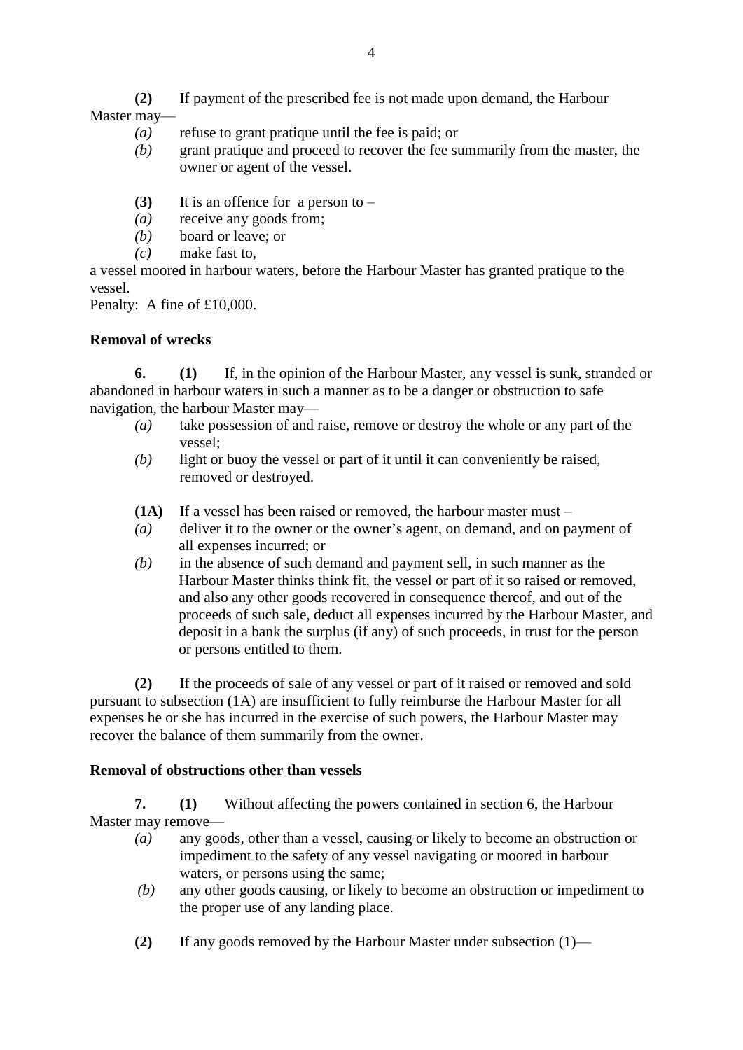**(2)** If payment of the prescribed fee is not made upon demand, the Harbour Master may—

*(a)* refuse to grant pratique until the fee is paid; or

*(b)* grant pratique and proceed to recover the fee summarily from the master, the owner or agent of the vessel.

**(3)** It is an offence for a person to –

*(a)* receive any goods from;

*(b)* board or leave; or

*(c)* make fast to,

a vessel moored in harbour waters, before the Harbour Master has granted pratique to the vessel.

Penalty: A fine of £10,000.

**Removal of wrecks**

**6.** **(1)** If, in the opinion of the Harbour Master, any vessel is sunk, stranded or abandoned in harbour waters in such a manner as to be a danger or obstruction to safe navigation, the harbour Master may—

*(a)* take possession of and raise, remove or destroy the whole or any part of the vessel;

*(b)* light or buoy the vessel or part of it until it can conveniently be raised, removed or destroyed.

**(1A)** If a vessel has been raised or removed, the harbour master must –

*(a)* deliver it to the owner or the owner's agent, on demand, and on payment of all expenses incurred; or

*(b)* in the absence of such demand and payment sell, in such manner as the Harbour Master thinks think fit, the vessel or part of it so raised or removed, and also any other goods recovered in consequence thereof, and out of the proceeds of such sale, deduct all expenses incurred by the Harbour Master, and deposit in a bank the surplus (if any) of such proceeds, in trust for the person or persons entitled to them.

**(2)** If the proceeds of sale of any vessel or part of it raised or removed and sold pursuant to subsection (1A) are insufficient to fully reimburse the Harbour Master for all expenses he or she has incurred in the exercise of such powers, the Harbour Master may recover the balance of them summarily from the owner.

**Removal of obstructions other than vessels**

**7.** **(1)** Without affecting the powers contained in section 6, the Harbour Master may remove—

*(a)* any goods, other than a vessel, causing or likely to become an obstruction or impediment to the safety of any vessel navigating or moored in harbour waters, or persons using the same;

*(b)* any other goods causing, or likely to become an obstruction or impediment to the proper use of any landing place.

**(2)** If any goods removed by the Harbour Master under subsection (1)—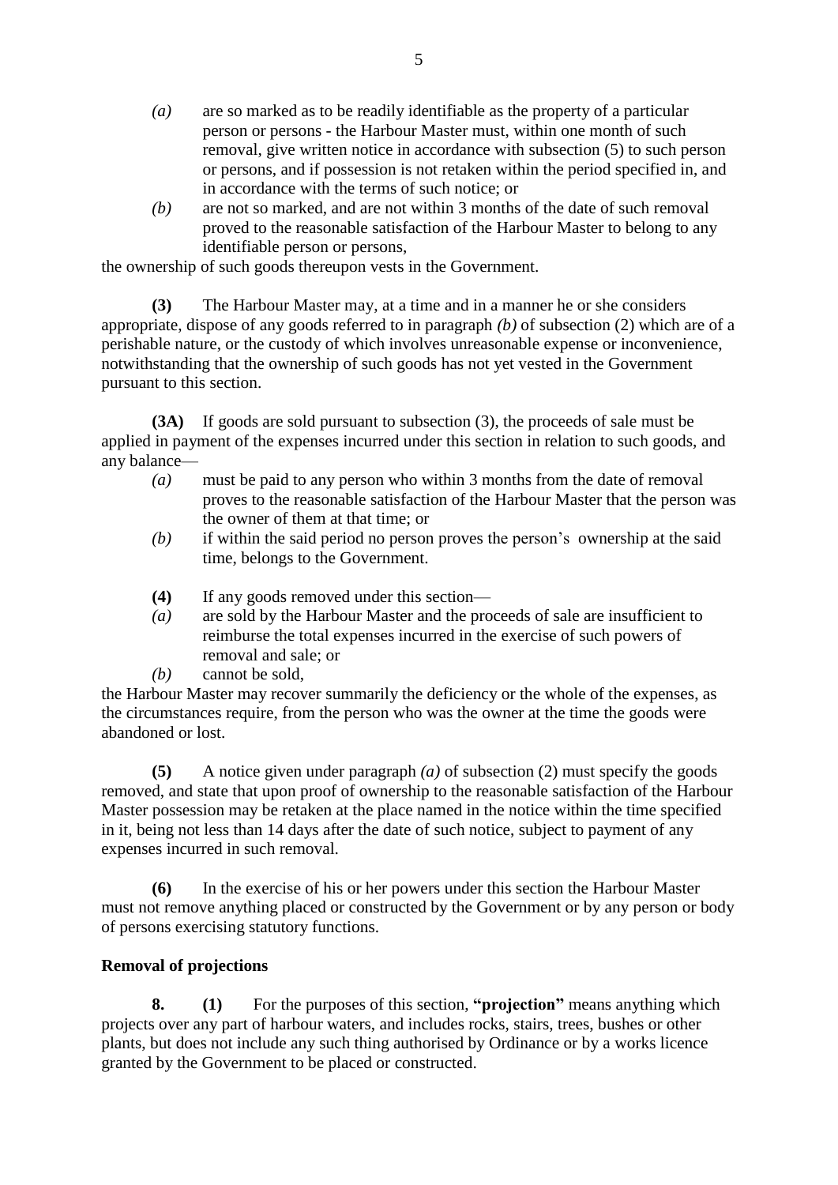*(a)* are so marked as to be readily identifiable as the property of a particular person or persons - the Harbour Master must, within one month of such removal, give written notice in accordance with subsection (5) to such person or persons, and if possession is not retaken within the period specified in, and in accordance with the terms of such notice; or

*(b)* are not so marked, and are not within 3 months of the date of such removal proved to the reasonable satisfaction of the Harbour Master to belong to any identifiable person or persons,

the ownership of such goods thereupon vests in the Government.

**(3)** The Harbour Master may, at a time and in a manner he or she considers appropriate, dispose of any goods referred to in paragraph *(b)* of subsection (2) which are of a perishable nature, or the custody of which involves unreasonable expense or inconvenience, notwithstanding that the ownership of such goods has not yet vested in the Government pursuant to this section.

**(3A)** If goods are sold pursuant to subsection (3), the proceeds of sale must be applied in payment of the expenses incurred under this section in relation to such goods, and any balance—

*(a)* must be paid to any person who within 3 months from the date of removal proves to the reasonable satisfaction of the Harbour Master that the person was the owner of them at that time; or

*(b)* if within the said period no person proves the person's ownership at the said time, belongs to the Government.

**(4)** If any goods removed under this section—

*(a)* are sold by the Harbour Master and the proceeds of sale are insufficient to reimburse the total expenses incurred in the exercise of such powers of removal and sale; or

*(b)* cannot be sold,

the Harbour Master may recover summarily the deficiency or the whole of the expenses, as the circumstances require, from the person who was the owner at the time the goods were abandoned or lost.

**(5)** A notice given under paragraph *(a)* of subsection (2) must specify the goods removed, and state that upon proof of ownership to the reasonable satisfaction of the Harbour Master possession may be retaken at the place named in the notice within the time specified in it, being not less than 14 days after the date of such notice, subject to payment of any expenses incurred in such removal.

**(6)** In the exercise of his or her powers under this section the Harbour Master must not remove anything placed or constructed by the Government or by any person or body of persons exercising statutory functions.

**Removal of projections**

**8. (1)** For the purposes of this section, **"projection"** means anything which projects over any part of harbour waters, and includes rocks, stairs, trees, bushes or other plants, but does not include any such thing authorised by Ordinance or by a works licence granted by the Government to be placed or constructed.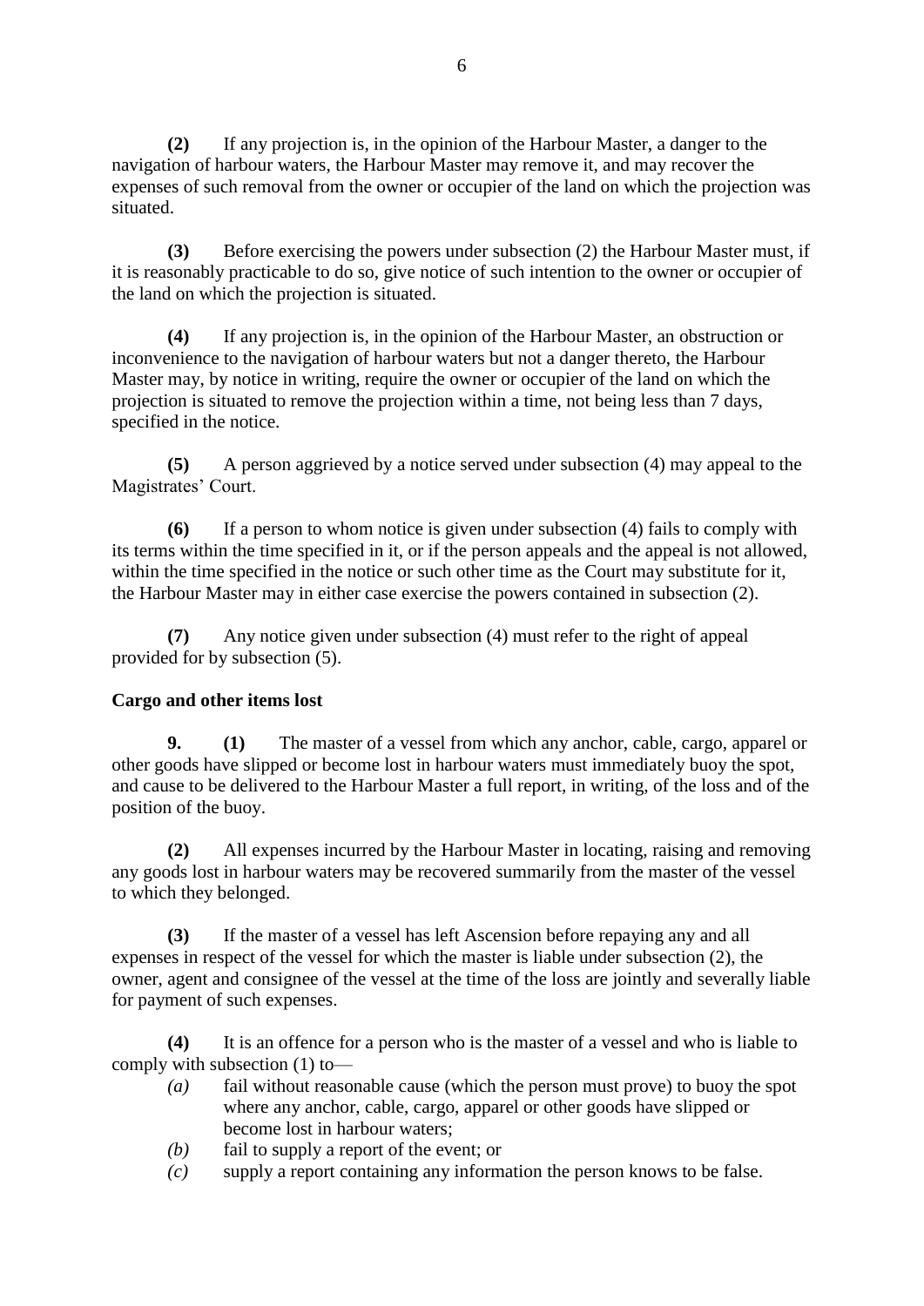**(2)** If any projection is, in the opinion of the Harbour Master, a danger to the navigation of harbour waters, the Harbour Master may remove it, and may recover the expenses of such removal from the owner or occupier of the land on which the projection was situated.

**(3)** Before exercising the powers under subsection (2) the Harbour Master must, if it is reasonably practicable to do so, give notice of such intention to the owner or occupier of the land on which the projection is situated.

**(4)** If any projection is, in the opinion of the Harbour Master, an obstruction or inconvenience to the navigation of harbour waters but not a danger thereto, the Harbour Master may, by notice in writing, require the owner or occupier of the land on which the projection is situated to remove the projection within a time, not being less than 7 days, specified in the notice.

**(5)** A person aggrieved by a notice served under subsection (4) may appeal to the Magistrates' Court.

**(6)** If a person to whom notice is given under subsection (4) fails to comply with its terms within the time specified in it, or if the person appeals and the appeal is not allowed, within the time specified in the notice or such other time as the Court may substitute for it, the Harbour Master may in either case exercise the powers contained in subsection (2).

**(7)** Any notice given under subsection (4) must refer to the right of appeal provided for by subsection (5).

**Cargo and other items lost**

**9. (1)** The master of a vessel from which any anchor, cable, cargo, apparel or other goods have slipped or become lost in harbour waters must immediately buoy the spot, and cause to be delivered to the Harbour Master a full report, in writing, of the loss and of the position of the buoy.

**(2)** All expenses incurred by the Harbour Master in locating, raising and removing any goods lost in harbour waters may be recovered summarily from the master of the vessel to which they belonged.

**(3)** If the master of a vessel has left Ascension before repaying any and all expenses in respect of the vessel for which the master is liable under subsection (2), the owner, agent and consignee of the vessel at the time of the loss are jointly and severally liable for payment of such expenses.

**(4)** It is an offence for a person who is the master of a vessel and who is liable to comply with subsection (1) to—

- *(a)* fail without reasonable cause (which the person must prove) to buoy the spot where any anchor, cable, cargo, apparel or other goods have slipped or become lost in harbour waters;
- *(b)* fail to supply a report of the event; or
- *(c)* supply a report containing any information the person knows to be false.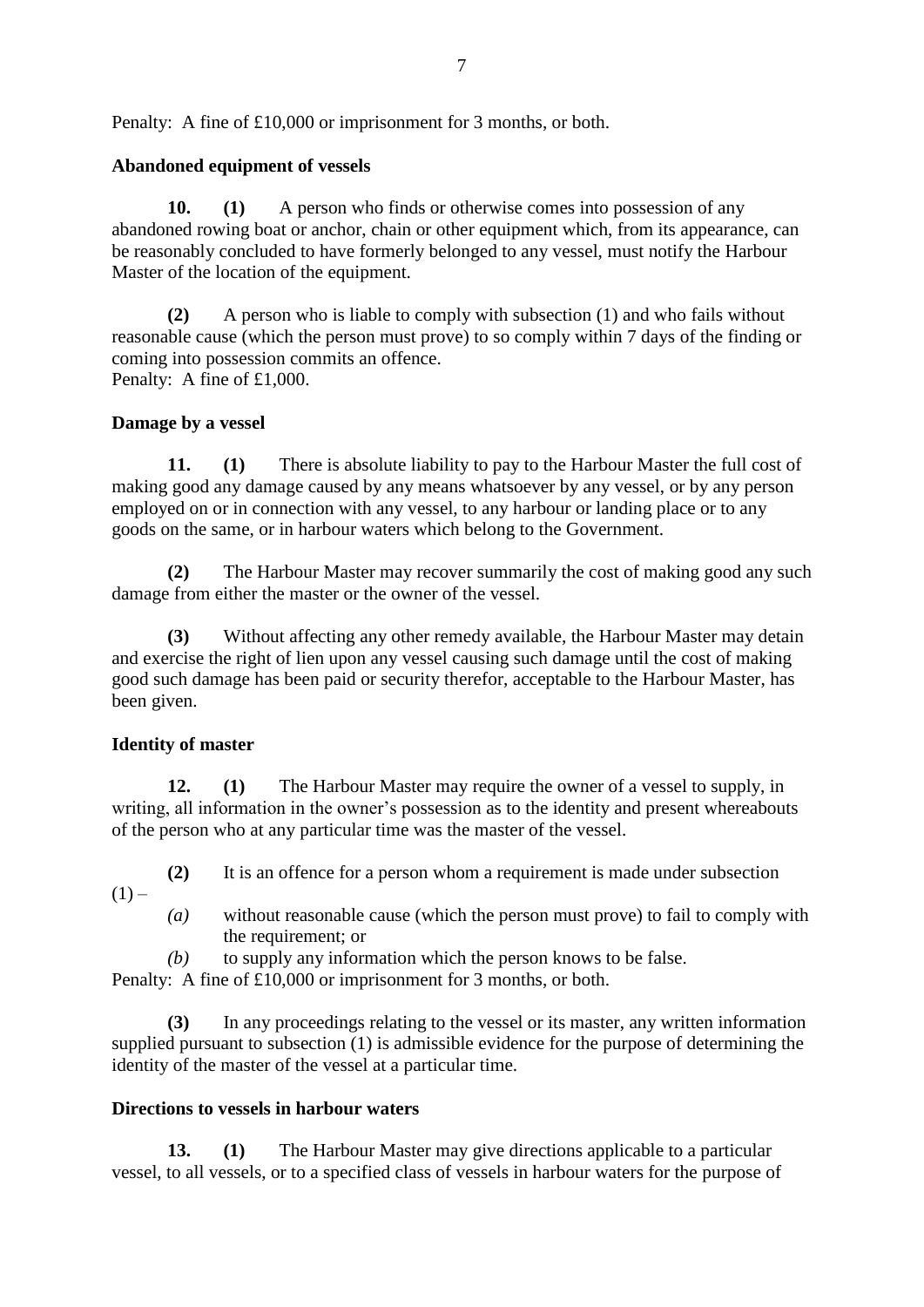Penalty: A fine of £10,000 or imprisonment for 3 months, or both.

**Abandoned equipment of vessels**

**10. (1)** A person who finds or otherwise comes into possession of any abandoned rowing boat or anchor, chain or other equipment which, from its appearance, can be reasonably concluded to have formerly belonged to any vessel, must notify the Harbour Master of the location of the equipment.

**(2)** A person who is liable to comply with subsection (1) and who fails without reasonable cause (which the person must prove) to so comply within 7 days of the finding or coming into possession commits an offence.
Penalty: A fine of £1,000.

**Damage by a vessel**

**11. (1)** There is absolute liability to pay to the Harbour Master the full cost of making good any damage caused by any means whatsoever by any vessel, or by any person employed on or in connection with any vessel, to any harbour or landing place or to any goods on the same, or in harbour waters which belong to the Government.

**(2)** The Harbour Master may recover summarily the cost of making good any such damage from either the master or the owner of the vessel.

**(3)** Without affecting any other remedy available, the Harbour Master may detain and exercise the right of lien upon any vessel causing such damage until the cost of making good such damage has been paid or security therefor, acceptable to the Harbour Master, has been given.

**Identity of master**

**12. (1)** The Harbour Master may require the owner of a vessel to supply, in writing, all information in the owner's possession as to the identity and present whereabouts of the person who at any particular time was the master of the vessel.

**(2)** It is an offence for a person whom a requirement is made under subsection (1) –

*(a)* without reasonable cause (which the person must prove) to fail to comply with the requirement; or

*(b)* to supply any information which the person knows to be false.

Penalty: A fine of £10,000 or imprisonment for 3 months, or both.

**(3)** In any proceedings relating to the vessel or its master, any written information supplied pursuant to subsection (1) is admissible evidence for the purpose of determining the identity of the master of the vessel at a particular time.

**Directions to vessels in harbour waters**

**13. (1)** The Harbour Master may give directions applicable to a particular vessel, to all vessels, or to a specified class of vessels in harbour waters for the purpose of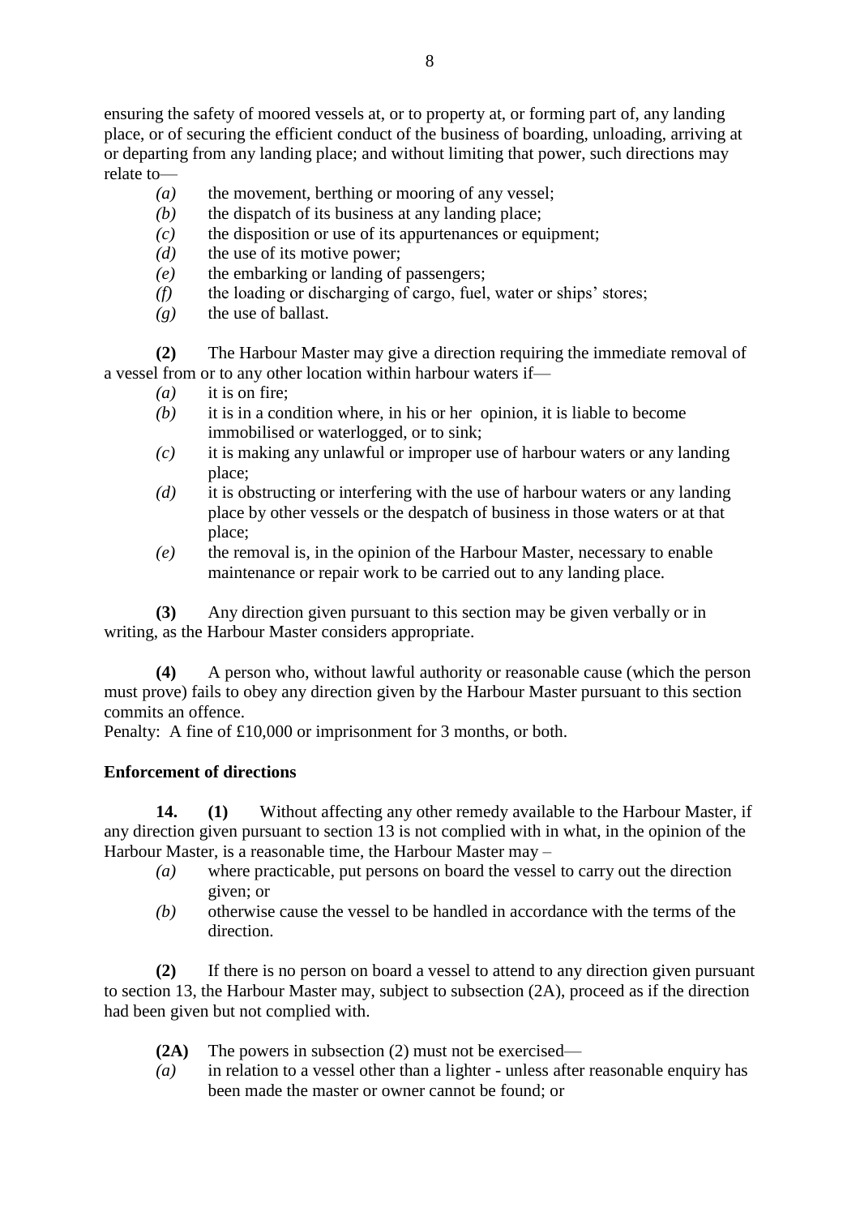ensuring the safety of moored vessels at, or to property at, or forming part of, any landing place, or of securing the efficient conduct of the business of boarding, unloading, arriving at or departing from any landing place; and without limiting that power, such directions may relate to—

- *(a)* the movement, berthing or mooring of any vessel;
- *(b)* the dispatch of its business at any landing place;
- *(c)* the disposition or use of its appurtenances or equipment;
- *(d)* the use of its motive power;
- *(e)* the embarking or landing of passengers;
- *(f)* the loading or discharging of cargo, fuel, water or ships' stores;
- *(g)* the use of ballast.

**(2)** The Harbour Master may give a direction requiring the immediate removal of a vessel from or to any other location within harbour waters if—

- *(a)* it is on fire;
- *(b)* it is in a condition where, in his or her opinion, it is liable to become immobilised or waterlogged, or to sink;
- *(c)* it is making any unlawful or improper use of harbour waters or any landing place;
- *(d)* it is obstructing or interfering with the use of harbour waters or any landing place by other vessels or the despatch of business in those waters or at that place;
- *(e)* the removal is, in the opinion of the Harbour Master, necessary to enable maintenance or repair work to be carried out to any landing place.

**(3)** Any direction given pursuant to this section may be given verbally or in writing, as the Harbour Master considers appropriate.

**(4)** A person who, without lawful authority or reasonable cause (which the person must prove) fails to obey any direction given by the Harbour Master pursuant to this section commits an offence.

Penalty: A fine of £10,000 or imprisonment for 3 months, or both.

**Enforcement of directions**

**14. (1)** Without affecting any other remedy available to the Harbour Master, if any direction given pursuant to section 13 is not complied with in what, in the opinion of the Harbour Master, is a reasonable time, the Harbour Master may –

- *(a)* where practicable, put persons on board the vessel to carry out the direction given; or
- *(b)* otherwise cause the vessel to be handled in accordance with the terms of the direction.

**(2)** If there is no person on board a vessel to attend to any direction given pursuant to section 13, the Harbour Master may, subject to subsection (2A), proceed as if the direction had been given but not complied with.

**(2A)** The powers in subsection (2) must not be exercised—

- *(a)* in relation to a vessel other than a lighter - unless after reasonable enquiry has been made the master or owner cannot be found; or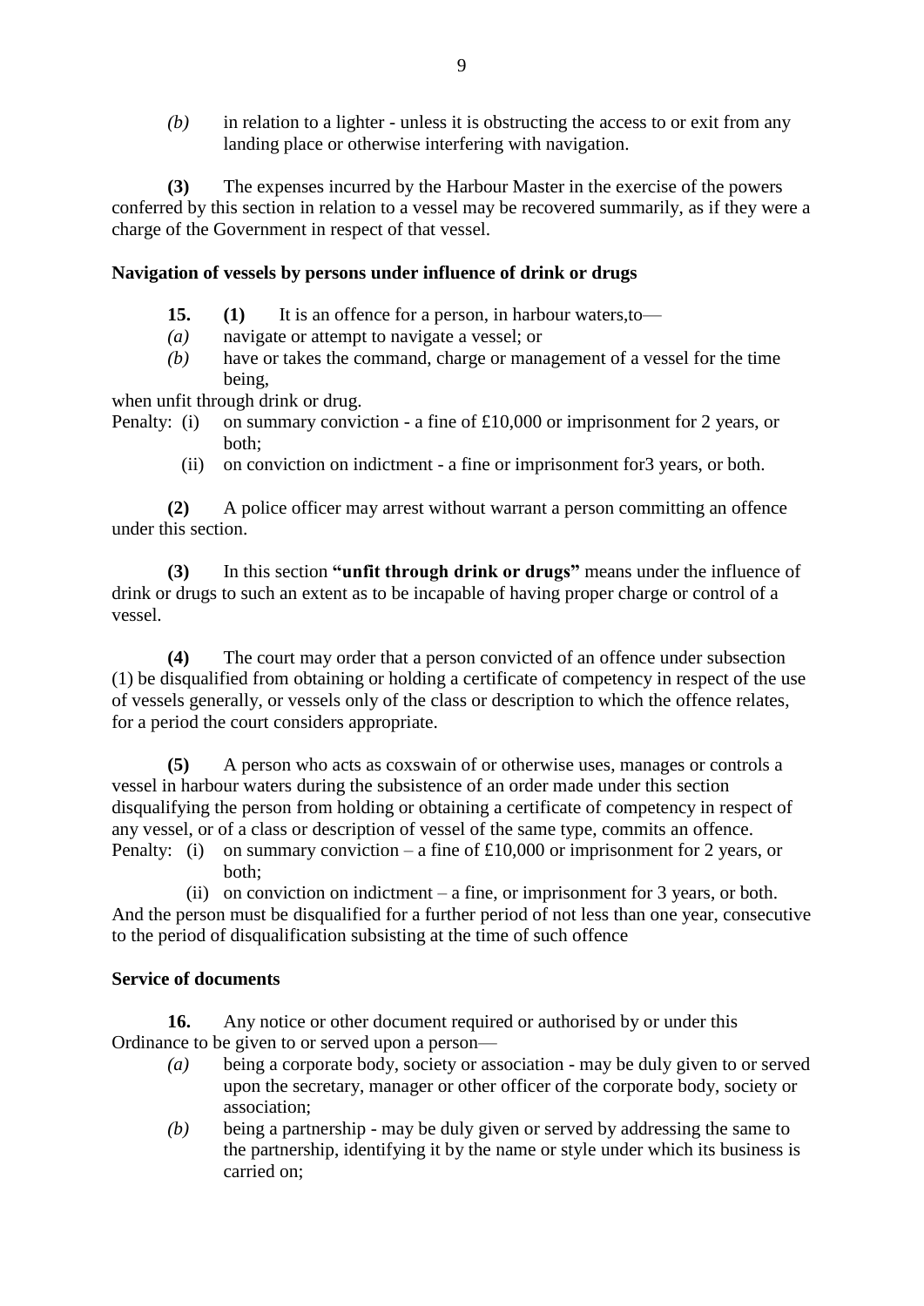*(b)* in relation to a lighter - unless it is obstructing the access to or exit from any landing place or otherwise interfering with navigation.

**(3)** The expenses incurred by the Harbour Master in the exercise of the powers conferred by this section in relation to a vessel may be recovered summarily, as if they were a charge of the Government in respect of that vessel.

**Navigation of vessels by persons under influence of drink or drugs**

**15.** **(1)** It is an offence for a person, in harbour waters,to—

*(a)* navigate or attempt to navigate a vessel; or

*(b)* have or takes the command, charge or management of a vessel for the time being,

when unfit through drink or drug.

Penalty: (i) on summary conviction - a fine of £10,000 or imprisonment for 2 years, or both;

(ii) on conviction on indictment - a fine or imprisonment for3 years, or both.

**(2)** A police officer may arrest without warrant a person committing an offence under this section.

**(3)** In this section **"unfit through drink or drugs"** means under the influence of drink or drugs to such an extent as to be incapable of having proper charge or control of a vessel.

**(4)** The court may order that a person convicted of an offence under subsection (1) be disqualified from obtaining or holding a certificate of competency in respect of the use of vessels generally, or vessels only of the class or description to which the offence relates, for a period the court considers appropriate.

**(5)** A person who acts as coxswain of or otherwise uses, manages or controls a vessel in harbour waters during the subsistence of an order made under this section disqualifying the person from holding or obtaining a certificate of competency in respect of any vessel, or of a class or description of vessel of the same type, commits an offence.

Penalty: (i) on summary conviction – a fine of £10,000 or imprisonment for 2 years, or both;

(ii) on conviction on indictment – a fine, or imprisonment for 3 years, or both.

And the person must be disqualified for a further period of not less than one year, consecutive to the period of disqualification subsisting at the time of such offence

**Service of documents**

**16.** Any notice or other document required or authorised by or under this Ordinance to be given to or served upon a person—

*(a)* being a corporate body, society or association - may be duly given to or served upon the secretary, manager or other officer of the corporate body, society or association;

*(b)* being a partnership - may be duly given or served by addressing the same to the partnership, identifying it by the name or style under which its business is carried on;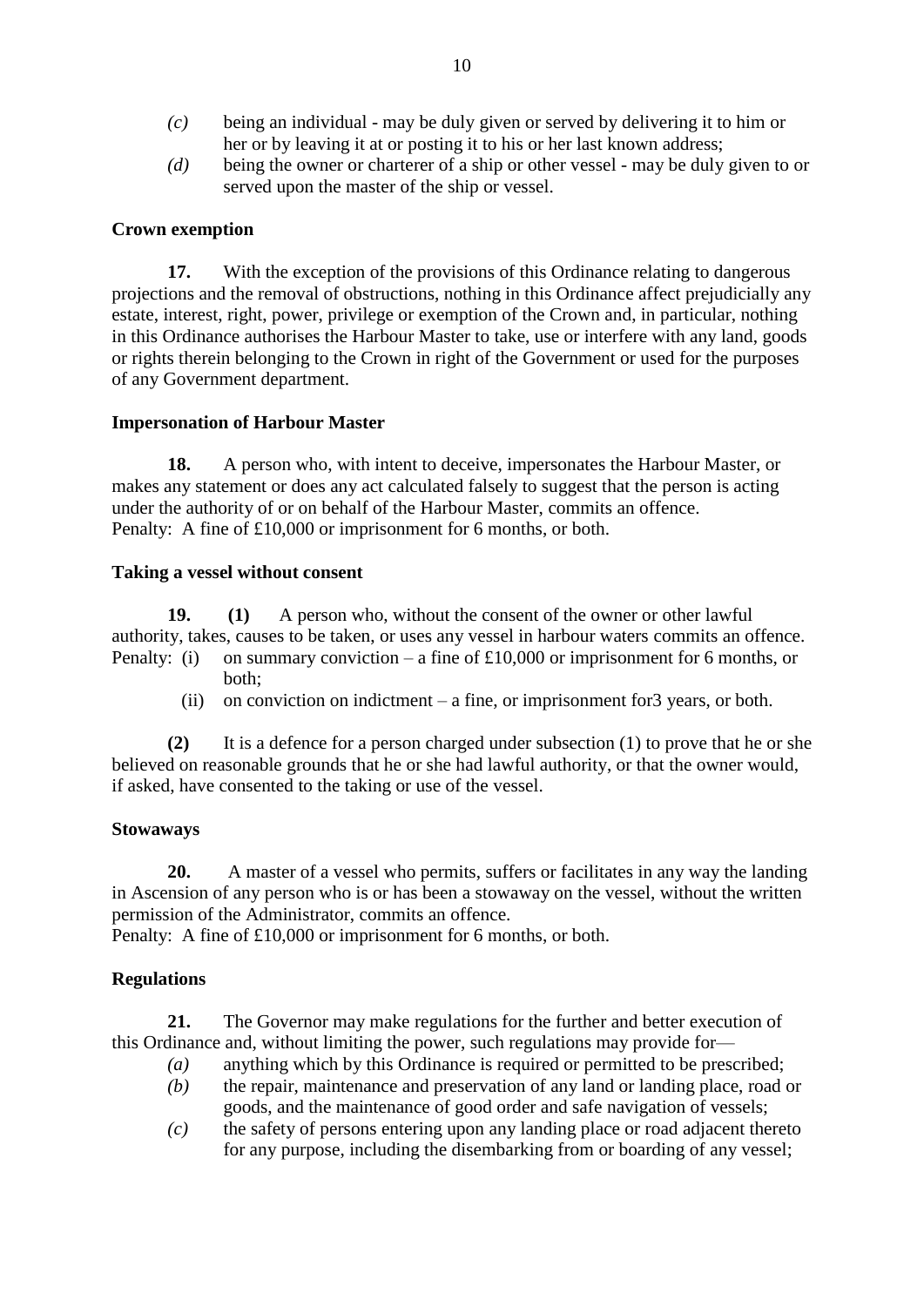*(c)* being an individual - may be duly given or served by delivering it to him or her or by leaving it at or posting it to his or her last known address;

*(d)* being the owner or charterer of a ship or other vessel - may be duly given to or served upon the master of the ship or vessel.

**Crown exemption**

**17.** With the exception of the provisions of this Ordinance relating to dangerous projections and the removal of obstructions, nothing in this Ordinance affect prejudicially any estate, interest, right, power, privilege or exemption of the Crown and, in particular, nothing in this Ordinance authorises the Harbour Master to take, use or interfere with any land, goods or rights therein belonging to the Crown in right of the Government or used for the purposes of any Government department.

**Impersonation of Harbour Master**

**18.** A person who, with intent to deceive, impersonates the Harbour Master, or makes any statement or does any act calculated falsely to suggest that the person is acting under the authority of or on behalf of the Harbour Master, commits an offence.
Penalty: A fine of £10,000 or imprisonment for 6 months, or both.

**Taking a vessel without consent**

**19.** **(1)** A person who, without the consent of the owner or other lawful authority, takes, causes to be taken, or uses any vessel in harbour waters commits an offence.
Penalty: (i) on summary conviction – a fine of £10,000 or imprisonment for 6 months, or both;
(ii) on conviction on indictment – a fine, or imprisonment for3 years, or both.

**(2)** It is a defence for a person charged under subsection (1) to prove that he or she believed on reasonable grounds that he or she had lawful authority, or that the owner would, if asked, have consented to the taking or use of the vessel.

**Stowaways**

**20.** A master of a vessel who permits, suffers or facilitates in any way the landing in Ascension of any person who is or has been a stowaway on the vessel, without the written permission of the Administrator, commits an offence.
Penalty: A fine of £10,000 or imprisonment for 6 months, or both.

**Regulations**

**21.** The Governor may make regulations for the further and better execution of this Ordinance and, without limiting the power, such regulations may provide for—

*(a)* anything which by this Ordinance is required or permitted to be prescribed;

*(b)* the repair, maintenance and preservation of any land or landing place, road or goods, and the maintenance of good order and safe navigation of vessels;

*(c)* the safety of persons entering upon any landing place or road adjacent thereto for any purpose, including the disembarking from or boarding of any vessel;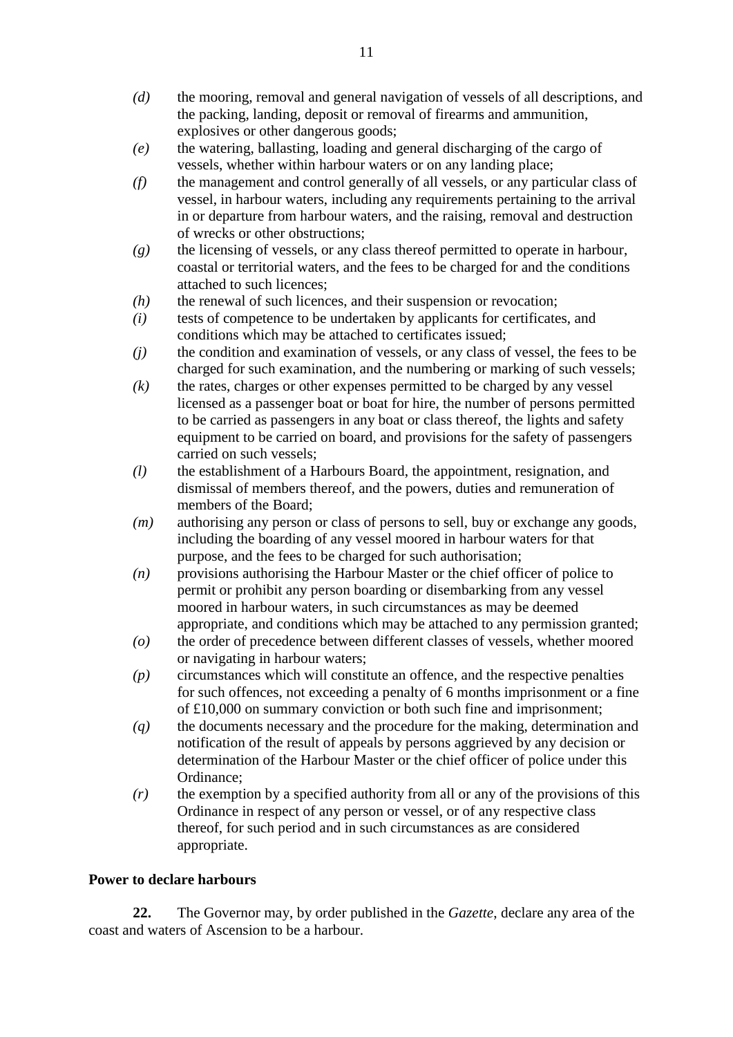*(d)* the mooring, removal and general navigation of vessels of all descriptions, and the packing, landing, deposit or removal of firearms and ammunition, explosives or other dangerous goods;

*(e)* the watering, ballasting, loading and general discharging of the cargo of vessels, whether within harbour waters or on any landing place;

*(f)* the management and control generally of all vessels, or any particular class of vessel, in harbour waters, including any requirements pertaining to the arrival in or departure from harbour waters, and the raising, removal and destruction of wrecks or other obstructions;

*(g)* the licensing of vessels, or any class thereof permitted to operate in harbour, coastal or territorial waters, and the fees to be charged for and the conditions attached to such licences;

*(h)* the renewal of such licences, and their suspension or revocation;

*(i)* tests of competence to be undertaken by applicants for certificates, and conditions which may be attached to certificates issued;

*(j)* the condition and examination of vessels, or any class of vessel, the fees to be charged for such examination, and the numbering or marking of such vessels;

*(k)* the rates, charges or other expenses permitted to be charged by any vessel licensed as a passenger boat or boat for hire, the number of persons permitted to be carried as passengers in any boat or class thereof, the lights and safety equipment to be carried on board, and provisions for the safety of passengers carried on such vessels;

*(l)* the establishment of a Harbours Board, the appointment, resignation, and dismissal of members thereof, and the powers, duties and remuneration of members of the Board;

*(m)* authorising any person or class of persons to sell, buy or exchange any goods, including the boarding of any vessel moored in harbour waters for that purpose, and the fees to be charged for such authorisation;

*(n)* provisions authorising the Harbour Master or the chief officer of police to permit or prohibit any person boarding or disembarking from any vessel moored in harbour waters, in such circumstances as may be deemed appropriate, and conditions which may be attached to any permission granted;

*(o)* the order of precedence between different classes of vessels, whether moored or navigating in harbour waters;

*(p)* circumstances which will constitute an offence, and the respective penalties for such offences, not exceeding a penalty of 6 months imprisonment or a fine of £10,000 on summary conviction or both such fine and imprisonment;

*(q)* the documents necessary and the procedure for the making, determination and notification of the result of appeals by persons aggrieved by any decision or determination of the Harbour Master or the chief officer of police under this Ordinance;

*(r)* the exemption by a specified authority from all or any of the provisions of this Ordinance in respect of any person or vessel, or of any respective class thereof, for such period and in such circumstances as are considered appropriate.

**Power to declare harbours**

**22.** The Governor may, by order published in the *Gazette*, declare any area of the coast and waters of Ascension to be a harbour.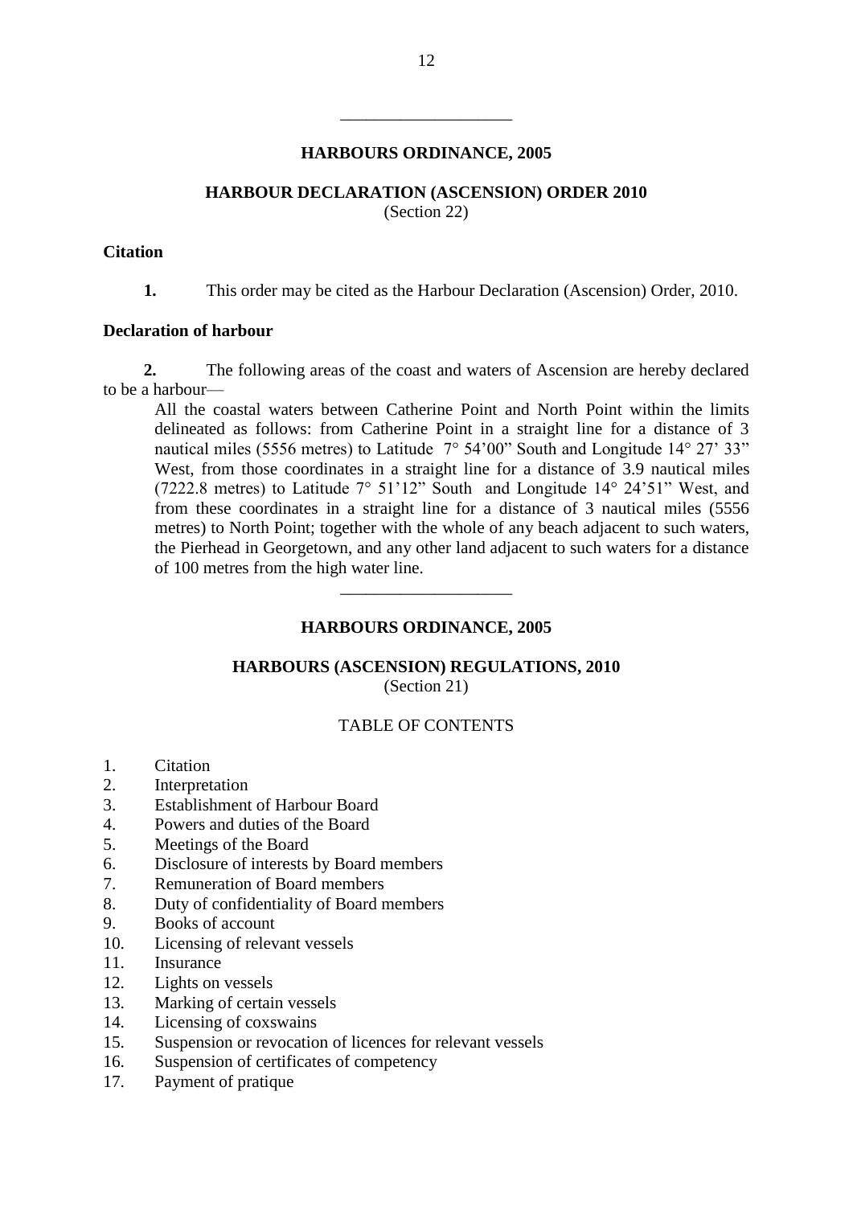---

## HARBOURS ORDINANCE, 2005

### HARBOUR DECLARATION (ASCENSION) ORDER 2010

(Section 22)

**Citation**

**1.** This order may be cited as the Harbour Declaration (Ascension) Order, 2010.

**Declaration of harbour**

**2.** The following areas of the coast and waters of Ascension are hereby declared to be a harbour—

> All the coastal waters between Catherine Point and North Point within the limits delineated as follows: from Catherine Point in a straight line for a distance of 3 nautical miles (5556 metres) to Latitude 7° 54'00" South and Longitude 14° 27' 33" West, from those coordinates in a straight line for a distance of 3.9 nautical miles (7222.8 metres) to Latitude 7° 51'12" South and Longitude 14° 24'51" West, and from these coordinates in a straight line for a distance of 3 nautical miles (5556 metres) to North Point; together with the whole of any beach adjacent to such waters, the Pierhead in Georgetown, and any other land adjacent to such waters for a distance of 100 metres from the high water line.

---

## HARBOURS ORDINANCE, 2005

### HARBOURS (ASCENSION) REGULATIONS, 2010

(Section 21)

TABLE OF CONTENTS

1. Citation
2. Interpretation
3. Establishment of Harbour Board
4. Powers and duties of the Board
5. Meetings of the Board
6. Disclosure of interests by Board members
7. Remuneration of Board members
8. Duty of confidentiality of Board members
9. Books of account
10. Licensing of relevant vessels
11. Insurance
12. Lights on vessels
13. Marking of certain vessels
14. Licensing of coxswains
15. Suspension or revocation of licences for relevant vessels
16. Suspension of certificates of competency
17. Payment of pratique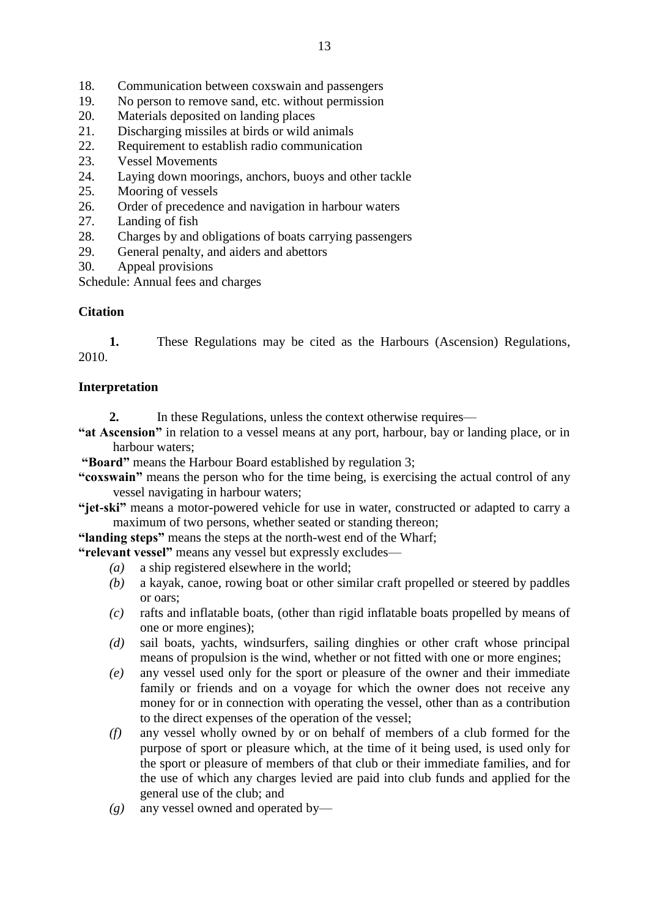18. Communication between coxswain and passengers
19. No person to remove sand, etc. without permission
20. Materials deposited on landing places
21. Discharging missiles at birds or wild animals
22. Requirement to establish radio communication
23. Vessel Movements
24. Laying down moorings, anchors, buoys and other tackle
25. Mooring of vessels
26. Order of precedence and navigation in harbour waters
27. Landing of fish
28. Charges by and obligations of boats carrying passengers
29. General penalty, and aiders and abettors
30. Appeal provisions

Schedule: Annual fees and charges

**Citation**

**1.** These Regulations may be cited as the Harbours (Ascension) Regulations, 2010.

**Interpretation**

**2.** In these Regulations, unless the context otherwise requires—

**"at Ascension"** in relation to a vessel means at any port, harbour, bay or landing place, or in harbour waters;

**"Board"** means the Harbour Board established by regulation 3;

**"coxswain"** means the person who for the time being, is exercising the actual control of any vessel navigating in harbour waters;

**"jet-ski"** means a motor-powered vehicle for use in water, constructed or adapted to carry a maximum of two persons, whether seated or standing thereon;

**"landing steps"** means the steps at the north-west end of the Wharf;

**"relevant vessel"** means any vessel but expressly excludes—

*(a)* a ship registered elsewhere in the world;

*(b)* a kayak, canoe, rowing boat or other similar craft propelled or steered by paddles or oars;

*(c)* rafts and inflatable boats, (other than rigid inflatable boats propelled by means of one or more engines);

*(d)* sail boats, yachts, windsurfers, sailing dinghies or other craft whose principal means of propulsion is the wind, whether or not fitted with one or more engines;

*(e)* any vessel used only for the sport or pleasure of the owner and their immediate family or friends and on a voyage for which the owner does not receive any money for or in connection with operating the vessel, other than as a contribution to the direct expenses of the operation of the vessel;

*(f)* any vessel wholly owned by or on behalf of members of a club formed for the purpose of sport or pleasure which, at the time of it being used, is used only for the sport or pleasure of members of that club or their immediate families, and for the use of which any charges levied are paid into club funds and applied for the general use of the club; and

*(g)* any vessel owned and operated by—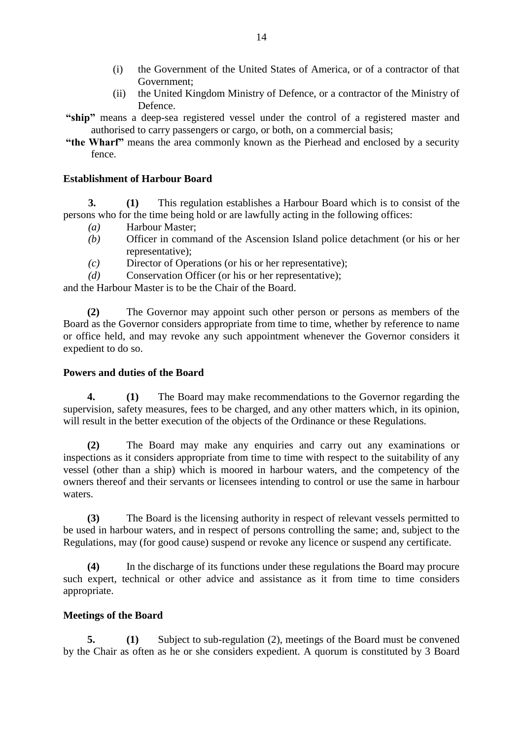(i) the Government of the United States of America, or of a contractor of that Government;

(ii) the United Kingdom Ministry of Defence, or a contractor of the Ministry of Defence.

**"ship"** means a deep-sea registered vessel under the control of a registered master and authorised to carry passengers or cargo, or both, on a commercial basis;

**"the Wharf"** means the area commonly known as the Pierhead and enclosed by a security fence.

**Establishment of Harbour Board**

**3. (1)** This regulation establishes a Harbour Board which is to consist of the persons who for the time being hold or are lawfully acting in the following offices:

*(a)* Harbour Master;

*(b)* Officer in command of the Ascension Island police detachment (or his or her representative);

*(c)* Director of Operations (or his or her representative);

*(d)* Conservation Officer (or his or her representative);

and the Harbour Master is to be the Chair of the Board.

**(2)** The Governor may appoint such other person or persons as members of the Board as the Governor considers appropriate from time to time, whether by reference to name or office held, and may revoke any such appointment whenever the Governor considers it expedient to do so.

**Powers and duties of the Board**

**4. (1)** The Board may make recommendations to the Governor regarding the supervision, safety measures, fees to be charged, and any other matters which, in its opinion, will result in the better execution of the objects of the Ordinance or these Regulations.

**(2)** The Board may make any enquiries and carry out any examinations or inspections as it considers appropriate from time to time with respect to the suitability of any vessel (other than a ship) which is moored in harbour waters, and the competency of the owners thereof and their servants or licensees intending to control or use the same in harbour waters.

**(3)** The Board is the licensing authority in respect of relevant vessels permitted to be used in harbour waters, and in respect of persons controlling the same; and, subject to the Regulations, may (for good cause) suspend or revoke any licence or suspend any certificate.

**(4)** In the discharge of its functions under these regulations the Board may procure such expert, technical or other advice and assistance as it from time to time considers appropriate.

**Meetings of the Board**

**5. (1)** Subject to sub-regulation (2), meetings of the Board must be convened by the Chair as often as he or she considers expedient. A quorum is constituted by 3 Board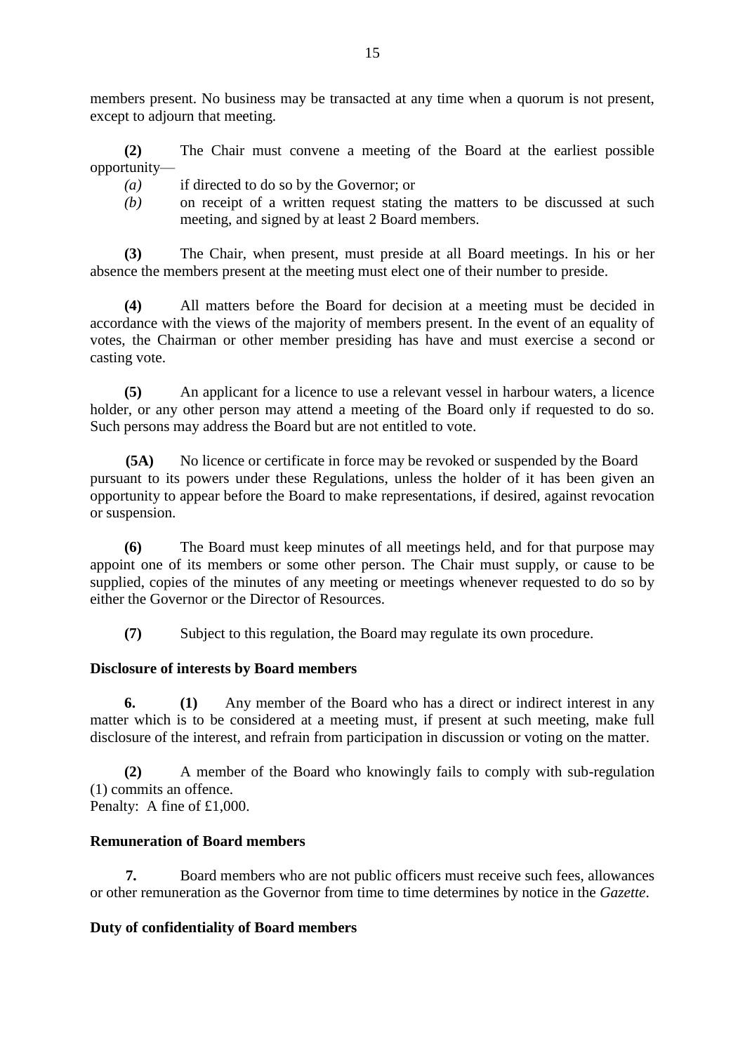members present. No business may be transacted at any time when a quorum is not present, except to adjourn that meeting.

**(2)** The Chair must convene a meeting of the Board at the earliest possible opportunity—

*(a)* if directed to do so by the Governor; or

*(b)* on receipt of a written request stating the matters to be discussed at such meeting, and signed by at least 2 Board members.

**(3)** The Chair, when present, must preside at all Board meetings. In his or her absence the members present at the meeting must elect one of their number to preside.

**(4)** All matters before the Board for decision at a meeting must be decided in accordance with the views of the majority of members present. In the event of an equality of votes, the Chairman or other member presiding has have and must exercise a second or casting vote.

**(5)** An applicant for a licence to use a relevant vessel in harbour waters, a licence holder, or any other person may attend a meeting of the Board only if requested to do so. Such persons may address the Board but are not entitled to vote.

**(5A)** No licence or certificate in force may be revoked or suspended by the Board pursuant to its powers under these Regulations, unless the holder of it has been given an opportunity to appear before the Board to make representations, if desired, against revocation or suspension.

**(6)** The Board must keep minutes of all meetings held, and for that purpose may appoint one of its members or some other person. The Chair must supply, or cause to be supplied, copies of the minutes of any meeting or meetings whenever requested to do so by either the Governor or the Director of Resources.

**(7)** Subject to this regulation, the Board may regulate its own procedure.

**Disclosure of interests by Board members**

**6.** **(1)** Any member of the Board who has a direct or indirect interest in any matter which is to be considered at a meeting must, if present at such meeting, make full disclosure of the interest, and refrain from participation in discussion or voting on the matter.

**(2)** A member of the Board who knowingly fails to comply with sub-regulation (1) commits an offence.
Penalty: A fine of £1,000.

**Remuneration of Board members**

**7.** Board members who are not public officers must receive such fees, allowances or other remuneration as the Governor from time to time determines by notice in the *Gazette*.

**Duty of confidentiality of Board members**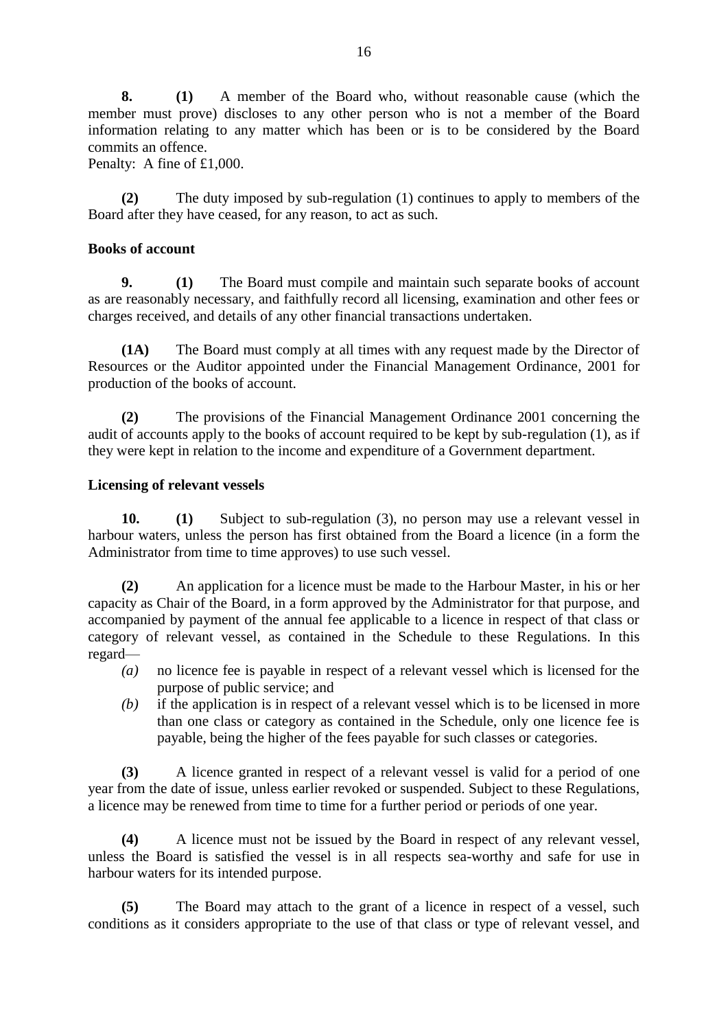**8.** **(1)** A member of the Board who, without reasonable cause (which the member must prove) discloses to any other person who is not a member of the Board information relating to any matter which has been or is to be considered by the Board commits an offence.
Penalty: A fine of £1,000.

**(2)** The duty imposed by sub-regulation (1) continues to apply to members of the Board after they have ceased, for any reason, to act as such.

**Books of account**

**9.** **(1)** The Board must compile and maintain such separate books of account as are reasonably necessary, and faithfully record all licensing, examination and other fees or charges received, and details of any other financial transactions undertaken.

**(1A)** The Board must comply at all times with any request made by the Director of Resources or the Auditor appointed under the Financial Management Ordinance, 2001 for production of the books of account.

**(2)** The provisions of the Financial Management Ordinance 2001 concerning the audit of accounts apply to the books of account required to be kept by sub-regulation (1), as if they were kept in relation to the income and expenditure of a Government department.

**Licensing of relevant vessels**

**10.** **(1)** Subject to sub-regulation (3), no person may use a relevant vessel in harbour waters, unless the person has first obtained from the Board a licence (in a form the Administrator from time to time approves) to use such vessel.

**(2)** An application for a licence must be made to the Harbour Master, in his or her capacity as Chair of the Board, in a form approved by the Administrator for that purpose, and accompanied by payment of the annual fee applicable to a licence in respect of that class or category of relevant vessel, as contained in the Schedule to these Regulations. In this regard—

*(a)* no licence fee is payable in respect of a relevant vessel which is licensed for the purpose of public service; and

*(b)* if the application is in respect of a relevant vessel which is to be licensed in more than one class or category as contained in the Schedule, only one licence fee is payable, being the higher of the fees payable for such classes or categories.

**(3)** A licence granted in respect of a relevant vessel is valid for a period of one year from the date of issue, unless earlier revoked or suspended. Subject to these Regulations, a licence may be renewed from time to time for a further period or periods of one year.

**(4)** A licence must not be issued by the Board in respect of any relevant vessel, unless the Board is satisfied the vessel is in all respects sea-worthy and safe for use in harbour waters for its intended purpose.

**(5)** The Board may attach to the grant of a licence in respect of a vessel, such conditions as it considers appropriate to the use of that class or type of relevant vessel, and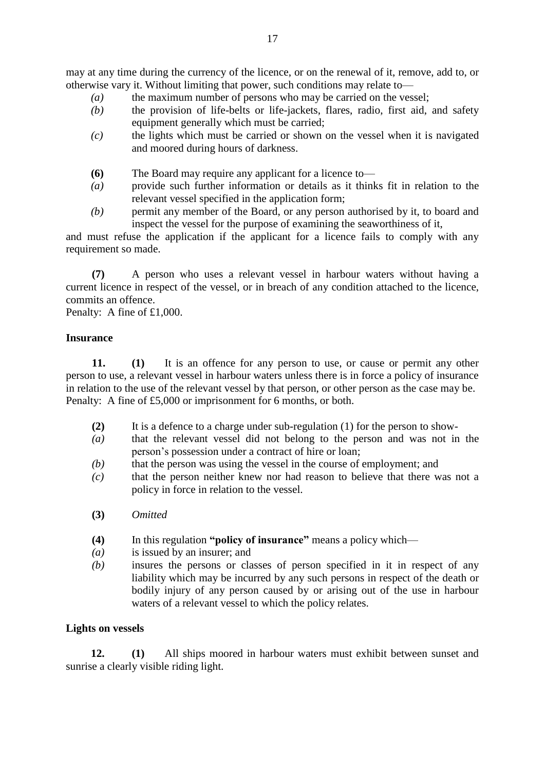may at any time during the currency of the licence, or on the renewal of it, remove, add to, or otherwise vary it. Without limiting that power, such conditions may relate to—

*(a)* the maximum number of persons who may be carried on the vessel;

*(b)* the provision of life-belts or life-jackets, flares, radio, first aid, and safety equipment generally which must be carried;

*(c)* the lights which must be carried or shown on the vessel when it is navigated and moored during hours of darkness.

**(6)** The Board may require any applicant for a licence to—

*(a)* provide such further information or details as it thinks fit in relation to the relevant vessel specified in the application form;

*(b)* permit any member of the Board, or any person authorised by it, to board and inspect the vessel for the purpose of examining the seaworthiness of it,

and must refuse the application if the applicant for a licence fails to comply with any requirement so made.

**(7)** A person who uses a relevant vessel in harbour waters without having a current licence in respect of the vessel, or in breach of any condition attached to the licence, commits an offence.
Penalty: A fine of £1,000.

**Insurance**

**11. (1)** It is an offence for any person to use, or cause or permit any other person to use, a relevant vessel in harbour waters unless there is in force a policy of insurance in relation to the use of the relevant vessel by that person, or other person as the case may be.
Penalty: A fine of £5,000 or imprisonment for 6 months, or both.

**(2)** It is a defence to a charge under sub-regulation (1) for the person to show-

*(a)* that the relevant vessel did not belong to the person and was not in the person's possession under a contract of hire or loan;

*(b)* that the person was using the vessel in the course of employment; and

*(c)* that the person neither knew nor had reason to believe that there was not a policy in force in relation to the vessel.

**(3)** *Omitted*

**(4)** In this regulation **"policy of insurance"** means a policy which—

*(a)* is issued by an insurer; and

*(b)* insures the persons or classes of person specified in it in respect of any liability which may be incurred by any such persons in respect of the death or bodily injury of any person caused by or arising out of the use in harbour waters of a relevant vessel to which the policy relates.

**Lights on vessels**

**12. (1)** All ships moored in harbour waters must exhibit between sunset and sunrise a clearly visible riding light.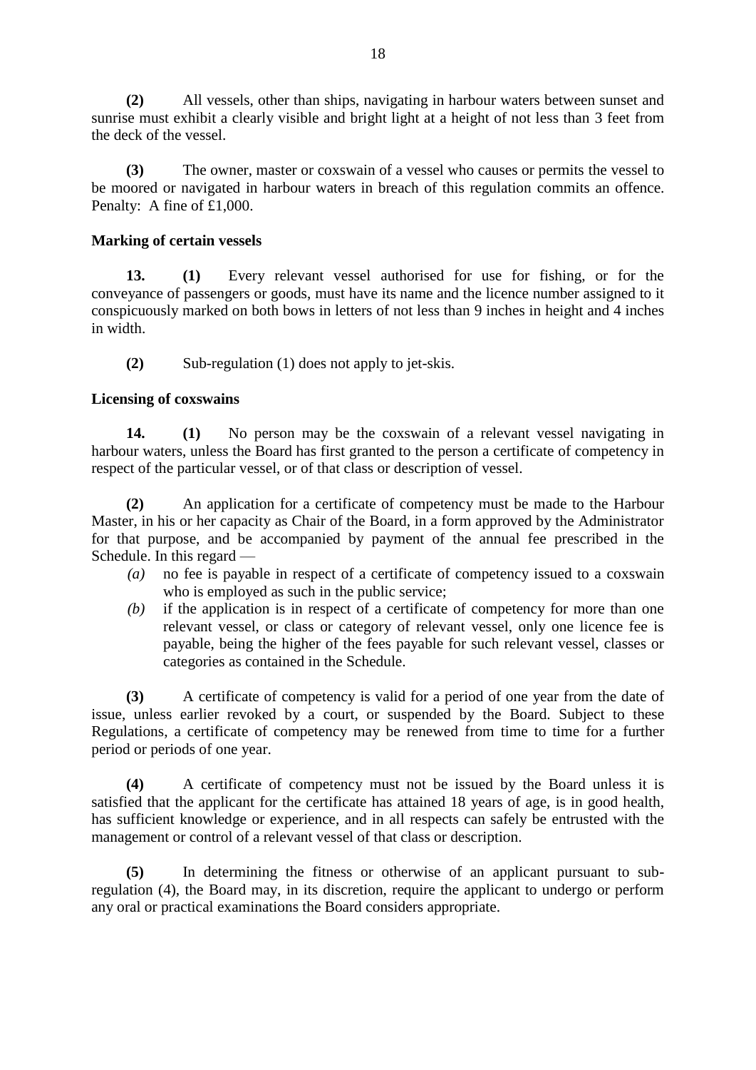**(2)** All vessels, other than ships, navigating in harbour waters between sunset and sunrise must exhibit a clearly visible and bright light at a height of not less than 3 feet from the deck of the vessel.

**(3)** The owner, master or coxswain of a vessel who causes or permits the vessel to be moored or navigated in harbour waters in breach of this regulation commits an offence. Penalty: A fine of £1,000.

**Marking of certain vessels**

**13.** **(1)** Every relevant vessel authorised for use for fishing, or for the conveyance of passengers or goods, must have its name and the licence number assigned to it conspicuously marked on both bows in letters of not less than 9 inches in height and 4 inches in width.

**(2)** Sub-regulation (1) does not apply to jet-skis.

**Licensing of coxswains**

**14.** **(1)** No person may be the coxswain of a relevant vessel navigating in harbour waters, unless the Board has first granted to the person a certificate of competency in respect of the particular vessel, or of that class or description of vessel.

**(2)** An application for a certificate of competency must be made to the Harbour Master, in his or her capacity as Chair of the Board, in a form approved by the Administrator for that purpose, and be accompanied by payment of the annual fee prescribed in the Schedule. In this regard —

*(a)* no fee is payable in respect of a certificate of competency issued to a coxswain who is employed as such in the public service;

*(b)* if the application is in respect of a certificate of competency for more than one relevant vessel, or class or category of relevant vessel, only one licence fee is payable, being the higher of the fees payable for such relevant vessel, classes or categories as contained in the Schedule.

**(3)** A certificate of competency is valid for a period of one year from the date of issue, unless earlier revoked by a court, or suspended by the Board. Subject to these Regulations, a certificate of competency may be renewed from time to time for a further period or periods of one year.

**(4)** A certificate of competency must not be issued by the Board unless it is satisfied that the applicant for the certificate has attained 18 years of age, is in good health, has sufficient knowledge or experience, and in all respects can safely be entrusted with the management or control of a relevant vessel of that class or description.

**(5)** In determining the fitness or otherwise of an applicant pursuant to sub-regulation (4), the Board may, in its discretion, require the applicant to undergo or perform any oral or practical examinations the Board considers appropriate.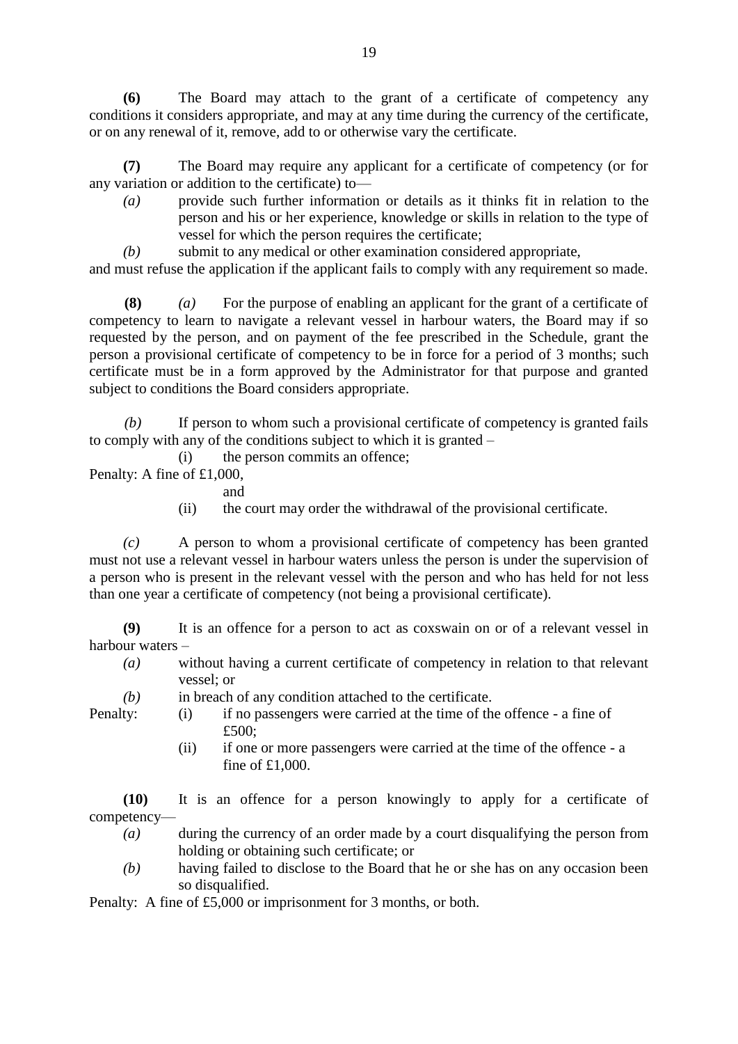**(6)** The Board may attach to the grant of a certificate of competency any conditions it considers appropriate, and may at any time during the currency of the certificate, or on any renewal of it, remove, add to or otherwise vary the certificate.

**(7)** The Board may require any applicant for a certificate of competency (or for any variation or addition to the certificate) to—

*(a)* provide such further information or details as it thinks fit in relation to the person and his or her experience, knowledge or skills in relation to the type of vessel for which the person requires the certificate;

*(b)* submit to any medical or other examination considered appropriate,

and must refuse the application if the applicant fails to comply with any requirement so made.

**(8)** *(a)* For the purpose of enabling an applicant for the grant of a certificate of competency to learn to navigate a relevant vessel in harbour waters, the Board may if so requested by the person, and on payment of the fee prescribed in the Schedule, grant the person a provisional certificate of competency to be in force for a period of 3 months; such certificate must be in a form approved by the Administrator for that purpose and granted subject to conditions the Board considers appropriate.

*(b)* If person to whom such a provisional certificate of competency is granted fails to comply with any of the conditions subject to which it is granted –

(i) the person commits an offence;

Penalty: A fine of £1,000,

and

(ii) the court may order the withdrawal of the provisional certificate.

*(c)* A person to whom a provisional certificate of competency has been granted must not use a relevant vessel in harbour waters unless the person is under the supervision of a person who is present in the relevant vessel with the person and who has held for not less than one year a certificate of competency (not being a provisional certificate).

**(9)** It is an offence for a person to act as coxswain on or of a relevant vessel in harbour waters –

*(a)* without having a current certificate of competency in relation to that relevant vessel; or

*(b)* in breach of any condition attached to the certificate.

Penalty: (i) if no passengers were carried at the time of the offence - a fine of £500;

(ii) if one or more passengers were carried at the time of the offence - a fine of £1,000.

**(10)** It is an offence for a person knowingly to apply for a certificate of competency—

*(a)* during the currency of an order made by a court disqualifying the person from holding or obtaining such certificate; or

*(b)* having failed to disclose to the Board that he or she has on any occasion been so disqualified.

Penalty: A fine of £5,000 or imprisonment for 3 months, or both.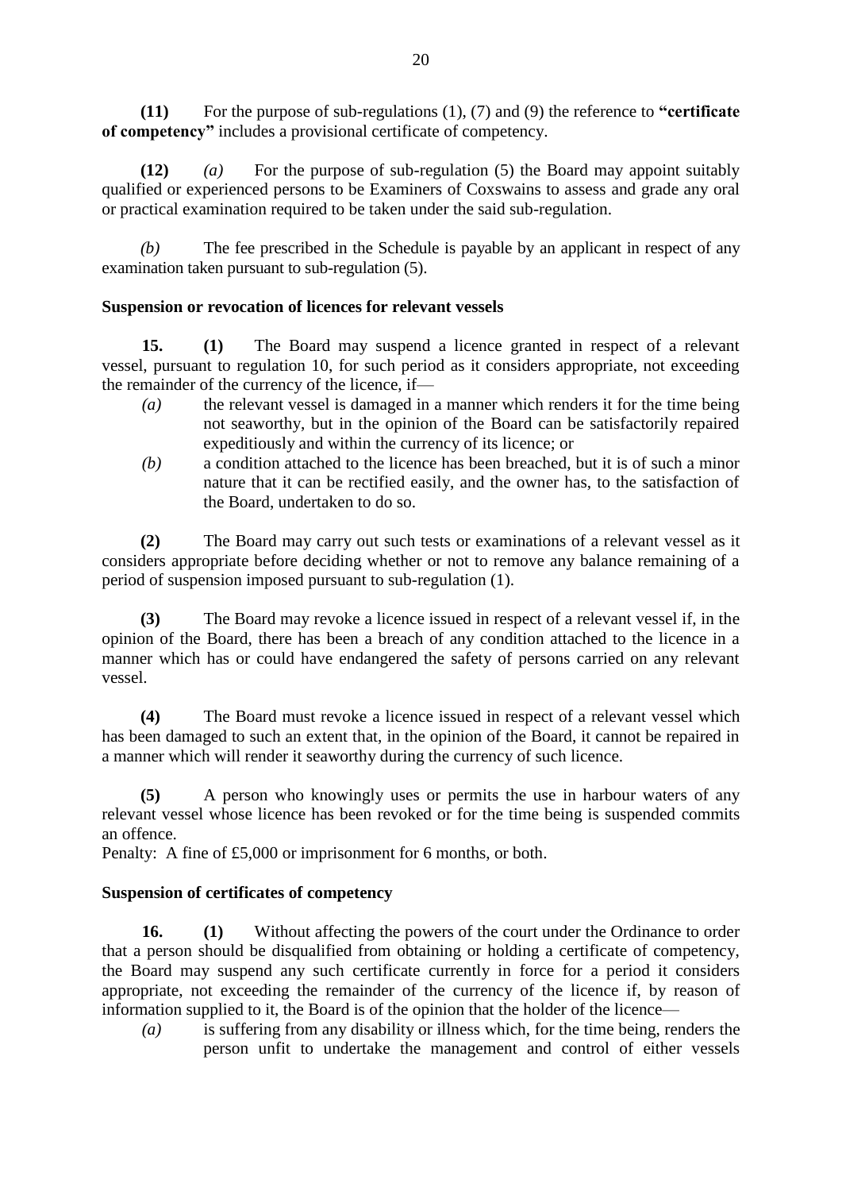**(11)** For the purpose of sub-regulations (1), (7) and (9) the reference to **"certificate of competency"** includes a provisional certificate of competency.

**(12)** *(a)* For the purpose of sub-regulation (5) the Board may appoint suitably qualified or experienced persons to be Examiners of Coxswains to assess and grade any oral or practical examination required to be taken under the said sub-regulation.

*(b)* The fee prescribed in the Schedule is payable by an applicant in respect of any examination taken pursuant to sub-regulation (5).

**Suspension or revocation of licences for relevant vessels**

**15.** **(1)** The Board may suspend a licence granted in respect of a relevant vessel, pursuant to regulation 10, for such period as it considers appropriate, not exceeding the remainder of the currency of the licence, if—

*(a)* the relevant vessel is damaged in a manner which renders it for the time being not seaworthy, but in the opinion of the Board can be satisfactorily repaired expeditiously and within the currency of its licence; or

*(b)* a condition attached to the licence has been breached, but it is of such a minor nature that it can be rectified easily, and the owner has, to the satisfaction of the Board, undertaken to do so.

**(2)** The Board may carry out such tests or examinations of a relevant vessel as it considers appropriate before deciding whether or not to remove any balance remaining of a period of suspension imposed pursuant to sub-regulation (1).

**(3)** The Board may revoke a licence issued in respect of a relevant vessel if, in the opinion of the Board, there has been a breach of any condition attached to the licence in a manner which has or could have endangered the safety of persons carried on any relevant vessel.

**(4)** The Board must revoke a licence issued in respect of a relevant vessel which has been damaged to such an extent that, in the opinion of the Board, it cannot be repaired in a manner which will render it seaworthy during the currency of such licence.

**(5)** A person who knowingly uses or permits the use in harbour waters of any relevant vessel whose licence has been revoked or for the time being is suspended commits an offence.

Penalty: A fine of £5,000 or imprisonment for 6 months, or both.

**Suspension of certificates of competency**

**16.** **(1)** Without affecting the powers of the court under the Ordinance to order that a person should be disqualified from obtaining or holding a certificate of competency, the Board may suspend any such certificate currently in force for a period it considers appropriate, not exceeding the remainder of the currency of the licence if, by reason of information supplied to it, the Board is of the opinion that the holder of the licence—

*(a)* is suffering from any disability or illness which, for the time being, renders the person unfit to undertake the management and control of either vessels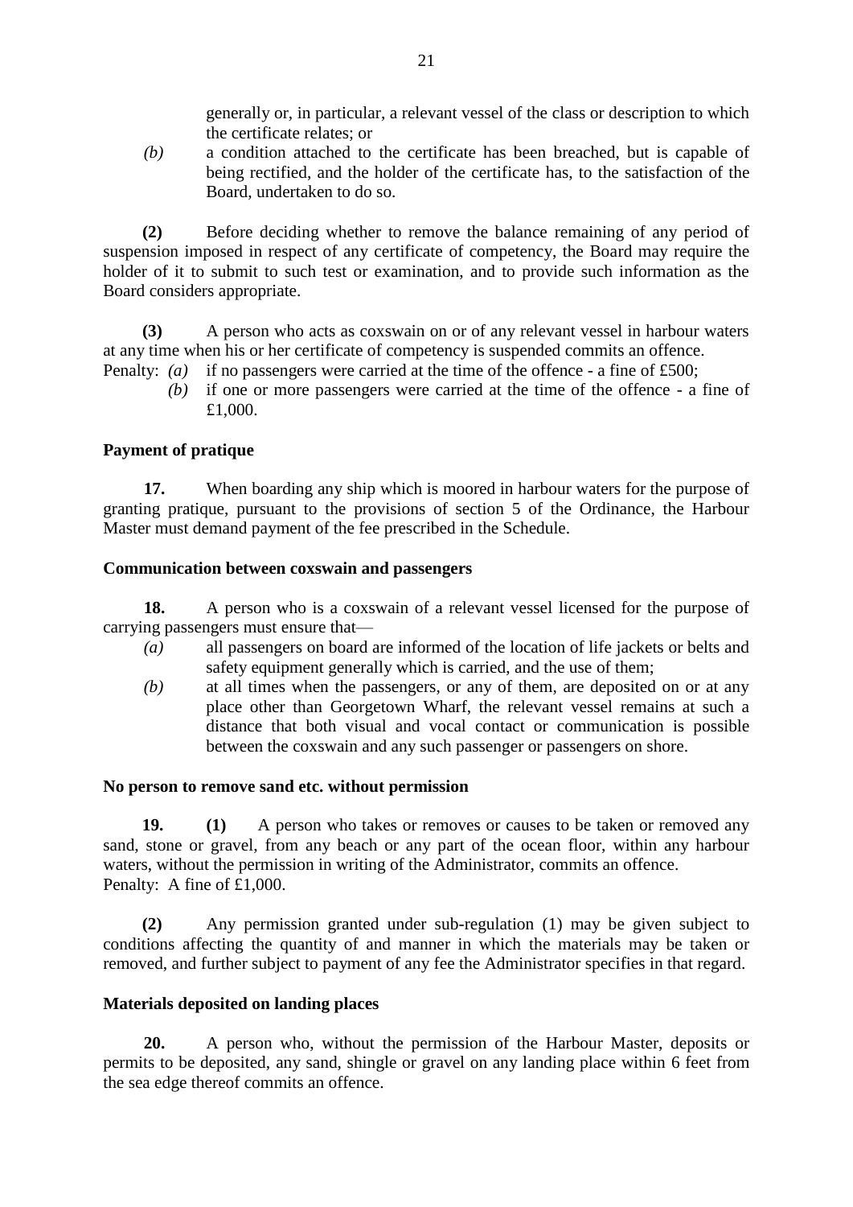generally or, in particular, a relevant vessel of the class or description to which the certificate relates; or

*(b)* a condition attached to the certificate has been breached, but is capable of being rectified, and the holder of the certificate has, to the satisfaction of the Board, undertaken to do so.

**(2)** Before deciding whether to remove the balance remaining of any period of suspension imposed in respect of any certificate of competency, the Board may require the holder of it to submit to such test or examination, and to provide such information as the Board considers appropriate.

**(3)** A person who acts as coxswain on or of any relevant vessel in harbour waters at any time when his or her certificate of competency is suspended commits an offence.

Penalty: *(a)* if no passengers were carried at the time of the offence - a fine of £500;

*(b)* if one or more passengers were carried at the time of the offence - a fine of £1,000.

**Payment of pratique**

**17.** When boarding any ship which is moored in harbour waters for the purpose of granting pratique, pursuant to the provisions of section 5 of the Ordinance, the Harbour Master must demand payment of the fee prescribed in the Schedule.

**Communication between coxswain and passengers**

**18.** A person who is a coxswain of a relevant vessel licensed for the purpose of carrying passengers must ensure that—

*(a)* all passengers on board are informed of the location of life jackets or belts and safety equipment generally which is carried, and the use of them;

*(b)* at all times when the passengers, or any of them, are deposited on or at any place other than Georgetown Wharf, the relevant vessel remains at such a distance that both visual and vocal contact or communication is possible between the coxswain and any such passenger or passengers on shore.

**No person to remove sand etc. without permission**

**19.** **(1)** A person who takes or removes or causes to be taken or removed any sand, stone or gravel, from any beach or any part of the ocean floor, within any harbour waters, without the permission in writing of the Administrator, commits an offence.

Penalty: A fine of £1,000.

**(2)** Any permission granted under sub-regulation (1) may be given subject to conditions affecting the quantity of and manner in which the materials may be taken or removed, and further subject to payment of any fee the Administrator specifies in that regard.

**Materials deposited on landing places**

**20.** A person who, without the permission of the Harbour Master, deposits or permits to be deposited, any sand, shingle or gravel on any landing place within 6 feet from the sea edge thereof commits an offence.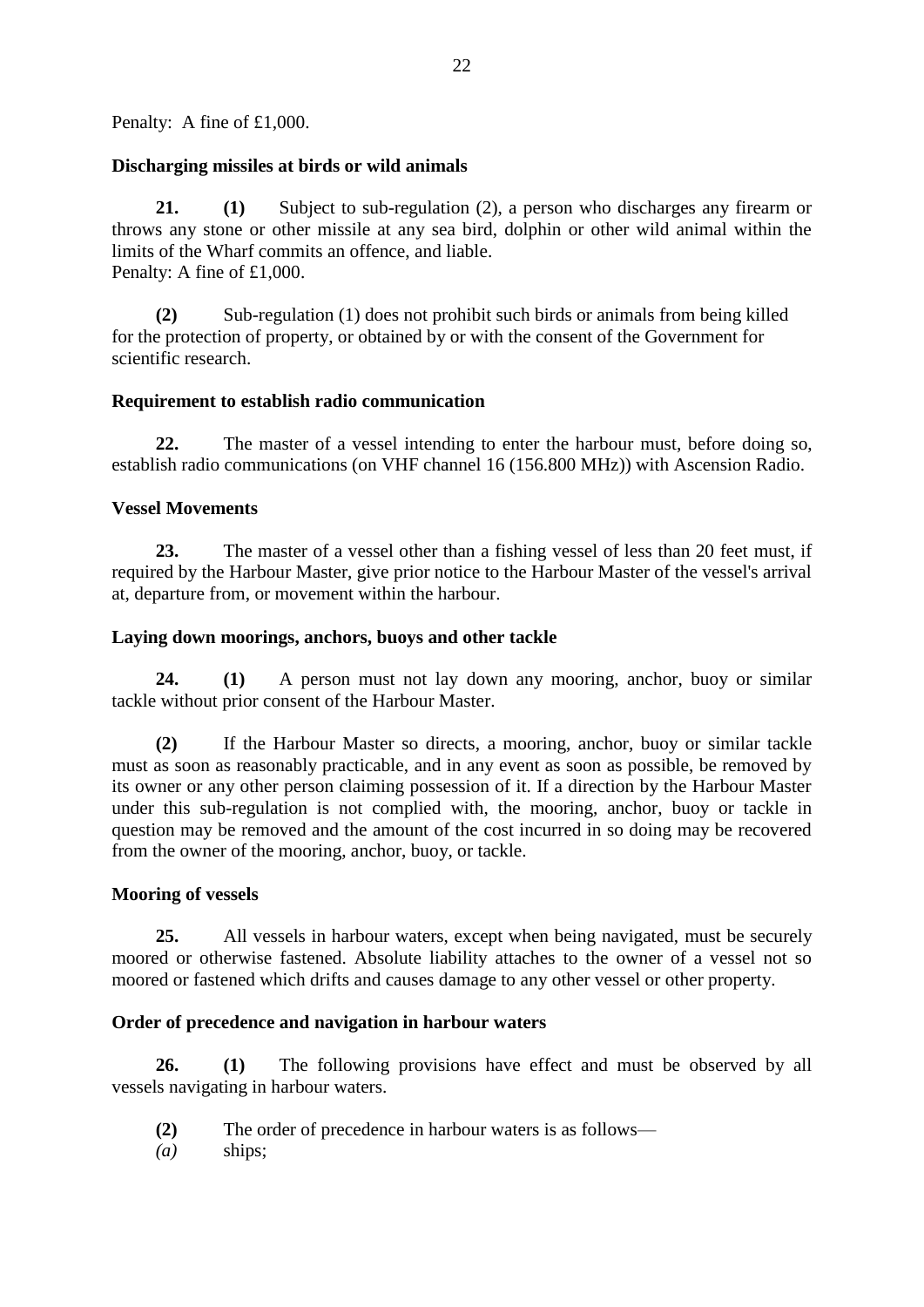Penalty: A fine of £1,000.

**Discharging missiles at birds or wild animals**

**21.** **(1)** Subject to sub-regulation (2), a person who discharges any firearm or throws any stone or other missile at any sea bird, dolphin or other wild animal within the limits of the Wharf commits an offence, and liable.
Penalty: A fine of £1,000.

**(2)** Sub-regulation (1) does not prohibit such birds or animals from being killed for the protection of property, or obtained by or with the consent of the Government for scientific research.

**Requirement to establish radio communication**

**22.** The master of a vessel intending to enter the harbour must, before doing so, establish radio communications (on VHF channel 16 (156.800 MHz)) with Ascension Radio.

**Vessel Movements**

**23.** The master of a vessel other than a fishing vessel of less than 20 feet must, if required by the Harbour Master, give prior notice to the Harbour Master of the vessel's arrival at, departure from, or movement within the harbour.

**Laying down moorings, anchors, buoys and other tackle**

**24.** **(1)** A person must not lay down any mooring, anchor, buoy or similar tackle without prior consent of the Harbour Master.

**(2)** If the Harbour Master so directs, a mooring, anchor, buoy or similar tackle must as soon as reasonably practicable, and in any event as soon as possible, be removed by its owner or any other person claiming possession of it. If a direction by the Harbour Master under this sub-regulation is not complied with, the mooring, anchor, buoy or tackle in question may be removed and the amount of the cost incurred in so doing may be recovered from the owner of the mooring, anchor, buoy, or tackle.

**Mooring of vessels**

**25.** All vessels in harbour waters, except when being navigated, must be securely moored or otherwise fastened. Absolute liability attaches to the owner of a vessel not so moored or fastened which drifts and causes damage to any other vessel or other property.

**Order of precedence and navigation in harbour waters**

**26.** **(1)** The following provisions have effect and must be observed by all vessels navigating in harbour waters.

**(2)** The order of precedence in harbour waters is as follows—

*(a)* ships;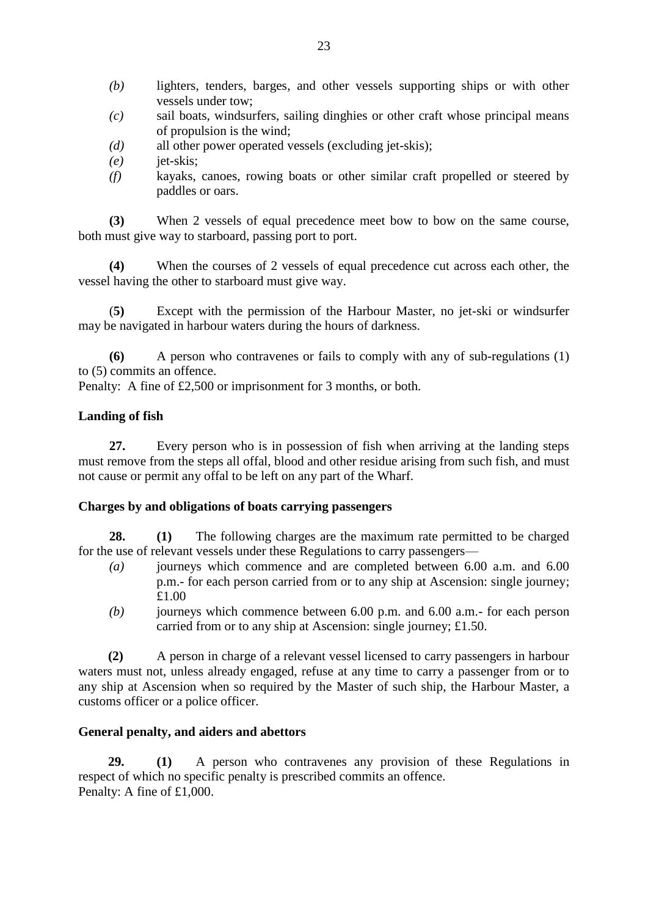*(b)* lighters, tenders, barges, and other vessels supporting ships or with other vessels under tow;

*(c)* sail boats, windsurfers, sailing dinghies or other craft whose principal means of propulsion is the wind;

*(d)* all other power operated vessels (excluding jet-skis);

*(e)* jet-skis;

*(f)* kayaks, canoes, rowing boats or other similar craft propelled or steered by paddles or oars.

**(3)** When 2 vessels of equal precedence meet bow to bow on the same course, both must give way to starboard, passing port to port.

**(4)** When the courses of 2 vessels of equal precedence cut across each other, the vessel having the other to starboard must give way.

(**5)** Except with the permission of the Harbour Master, no jet-ski or windsurfer may be navigated in harbour waters during the hours of darkness.

**(6)** A person who contravenes or fails to comply with any of sub-regulations (1) to (5) commits an offence.
Penalty: A fine of £2,500 or imprisonment for 3 months, or both.

**Landing of fish**

**27.** Every person who is in possession of fish when arriving at the landing steps must remove from the steps all offal, blood and other residue arising from such fish, and must not cause or permit any offal to be left on any part of the Wharf.

**Charges by and obligations of boats carrying passengers**

**28. (1)** The following charges are the maximum rate permitted to be charged for the use of relevant vessels under these Regulations to carry passengers—

*(a)* journeys which commence and are completed between 6.00 a.m. and 6.00 p.m.- for each person carried from or to any ship at Ascension: single journey; £1.00

*(b)* journeys which commence between 6.00 p.m. and 6.00 a.m.- for each person carried from or to any ship at Ascension: single journey; £1.50.

**(2)** A person in charge of a relevant vessel licensed to carry passengers in harbour waters must not, unless already engaged, refuse at any time to carry a passenger from or to any ship at Ascension when so required by the Master of such ship, the Harbour Master, a customs officer or a police officer.

**General penalty, and aiders and abettors**

**29. (1)** A person who contravenes any provision of these Regulations in respect of which no specific penalty is prescribed commits an offence.
Penalty: A fine of £1,000.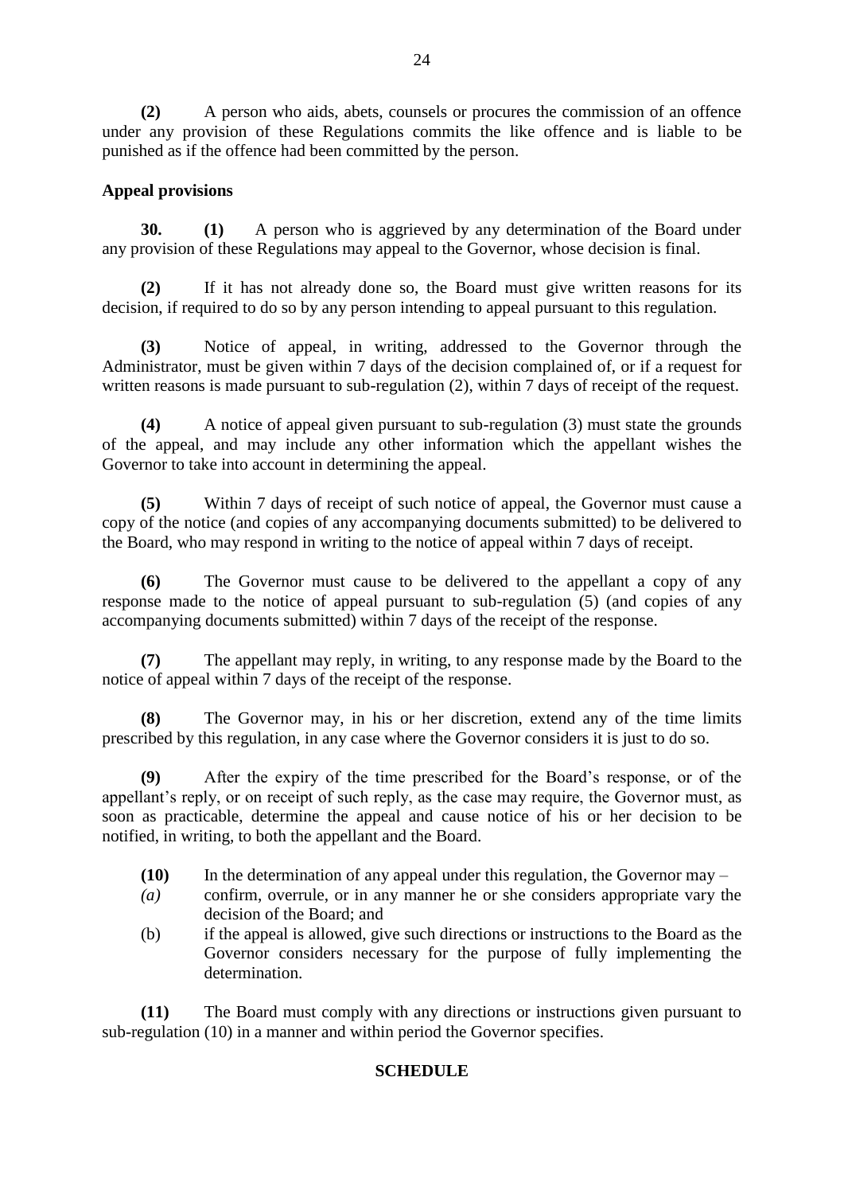**(2)** A person who aids, abets, counsels or procures the commission of an offence under any provision of these Regulations commits the like offence and is liable to be punished as if the offence had been committed by the person.

**Appeal provisions**

**30.** **(1)** A person who is aggrieved by any determination of the Board under any provision of these Regulations may appeal to the Governor, whose decision is final.

**(2)** If it has not already done so, the Board must give written reasons for its decision, if required to do so by any person intending to appeal pursuant to this regulation.

**(3)** Notice of appeal, in writing, addressed to the Governor through the Administrator, must be given within 7 days of the decision complained of, or if a request for written reasons is made pursuant to sub-regulation (2), within 7 days of receipt of the request.

**(4)** A notice of appeal given pursuant to sub-regulation (3) must state the grounds of the appeal, and may include any other information which the appellant wishes the Governor to take into account in determining the appeal.

**(5)** Within 7 days of receipt of such notice of appeal, the Governor must cause a copy of the notice (and copies of any accompanying documents submitted) to be delivered to the Board, who may respond in writing to the notice of appeal within 7 days of receipt.

**(6)** The Governor must cause to be delivered to the appellant a copy of any response made to the notice of appeal pursuant to sub-regulation (5) (and copies of any accompanying documents submitted) within 7 days of the receipt of the response.

**(7)** The appellant may reply, in writing, to any response made by the Board to the notice of appeal within 7 days of the receipt of the response.

**(8)** The Governor may, in his or her discretion, extend any of the time limits prescribed by this regulation, in any case where the Governor considers it is just to do so.

**(9)** After the expiry of the time prescribed for the Board's response, or of the appellant's reply, or on receipt of such reply, as the case may require, the Governor must, as soon as practicable, determine the appeal and cause notice of his or her decision to be notified, in writing, to both the appellant and the Board.

**(10)** In the determination of any appeal under this regulation, the Governor may –

*(a)* confirm, overrule, or in any manner he or she considers appropriate vary the decision of the Board; and

(b) if the appeal is allowed, give such directions or instructions to the Board as the Governor considers necessary for the purpose of fully implementing the determination.

**(11)** The Board must comply with any directions or instructions given pursuant to sub-regulation (10) in a manner and within period the Governor specifies.

## SCHEDULE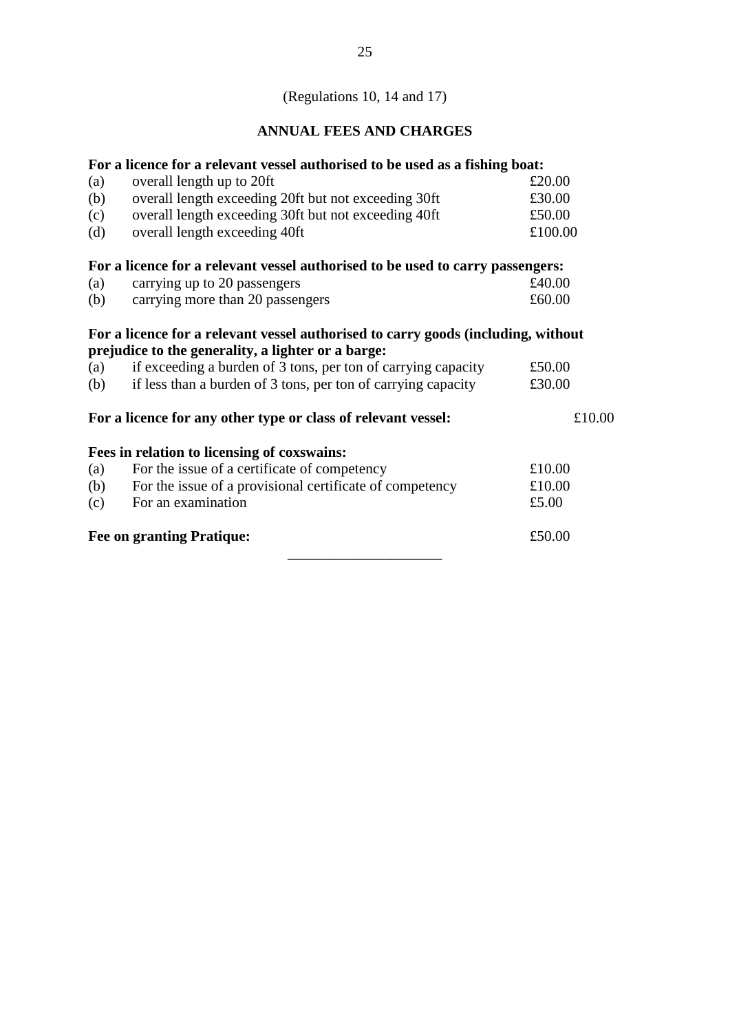(Regulations 10, 14 and 17)

## ANNUAL FEES AND CHARGES

**For a licence for a relevant vessel authorised to be used as a fishing boat:**

| | | |
|---|---|---|
| (a) | overall length up to 20ft | £20.00 |
| (b) | overall length exceeding 20ft but not exceeding 30ft | £30.00 |
| (c) | overall length exceeding 30ft but not exceeding 40ft | £50.00 |
| (d) | overall length exceeding 40ft | £100.00 |

**For a licence for a relevant vessel authorised to be used to carry passengers:**

| | | |
|---|---|---|
| (a) | carrying up to 20 passengers | £40.00 |
| (b) | carrying more than 20 passengers | £60.00 |

**For a licence for a relevant vessel authorised to carry goods (including, without prejudice to the generality, a lighter or a barge:**

| | | |
|---|---|---|
| (a) | if exceeding a burden of 3 tons, per ton of carrying capacity | £50.00 |
| (b) | if less than a burden of 3 tons, per ton of carrying capacity | £30.00 |

**For a licence for any other type or class of relevant vessel:** £10.00

**Fees in relation to licensing of coxswains:**

| | | |
|---|---|---|
| (a) | For the issue of a certificate of competency | £10.00 |
| (b) | For the issue of a provisional certificate of competency | £10.00 |
| (c) | For an examination | £5.00 |

**Fee on granting Pratique:** £50.00

\_\_\_\_\_\_\_\_\_\_\_\_\_\_\_\_\_\_\_\_\_\_